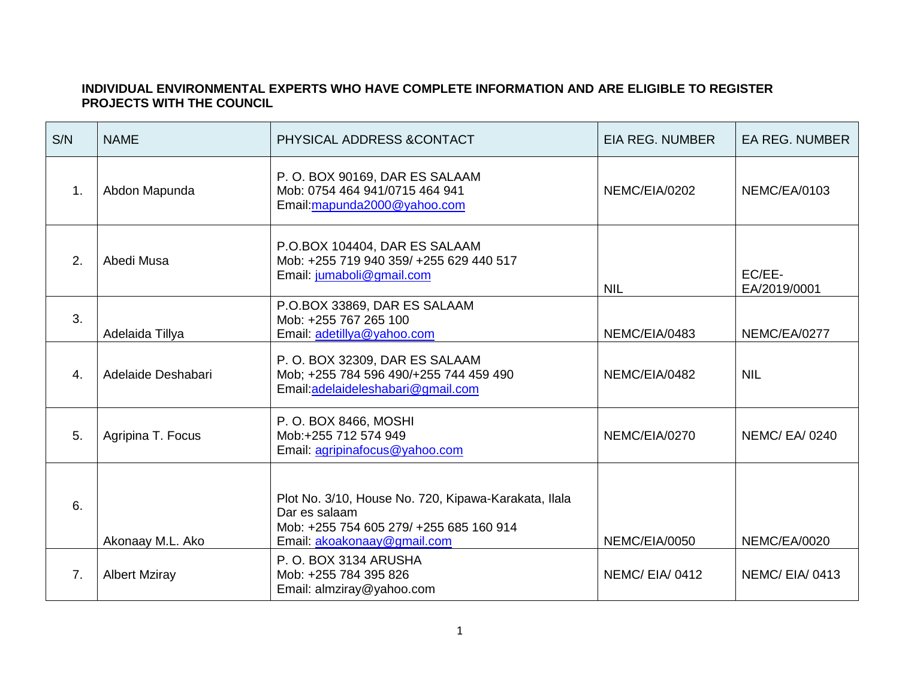**INDIVIDUAL ENVIRONMENTAL EXPERTS WHO HAVE COMPLETE INFORMATION AND ARE ELIGIBLE TO REGISTER PROJECTS WITH THE COUNCIL**

| S/N | NAME | PHYSICAL ADDRESS &CONTACT | EIA REG. NUMBER | EA REG. NUMBER |
|---|---|---|---|---|
| 1. | Abdon Mapunda | P. O. BOX 90169, DAR ES SALAAM<br>Mob: 0754 464 941/0715 464 941<br>Email:mapunda2000@yahoo.com | NEMC/EIA/0202 | NEMC/EA/0103 |
| 2. | Abedi Musa | P.O.BOX 104404, DAR ES SALAAM<br>Mob: +255 719 940 359/ +255 629 440 517<br>Email: jumaboli@gmail.com | NIL | EC/EE-EA/2019/0001 |
| 3. | Adelaida Tillya | P.O.BOX 33869, DAR ES SALAAM<br>Mob: +255 767 265 100<br>Email: adetillya@yahoo.com | NEMC/EIA/0483 | NEMC/EA/0277 |
| 4. | Adelaide Deshabari | P. O. BOX 32309, DAR ES SALAAM<br>Mob; +255 784 596 490/+255 744 459 490<br>Email:adelaideleshabari@gmail.com | NEMC/EIA/0482 | NIL |
| 5. | Agripina T. Focus | P. O. BOX 8466, MOSHI<br>Mob:+255 712 574 949<br>Email: agripinafocus@yahoo.com | NEMC/EIA/0270 | NEMC/ EA/ 0240 |
| 6. | Akonaay M.L. Ako | Plot No. 3/10, House No. 720, Kipawa-Karakata, Ilala Dar es salaam<br>Mob: +255 754 605 279/ +255 685 160 914<br>Email: akoakonaay@gmail.com | NEMC/EIA/0050 | NEMC/EA/0020 |
| 7. | Albert Mziray | P. O. BOX 3134 ARUSHA<br>Mob: +255 784 395 826<br>Email: almziray@yahoo.com | NEMC/ EIA/ 0412 | NEMC/ EIA/ 0413 |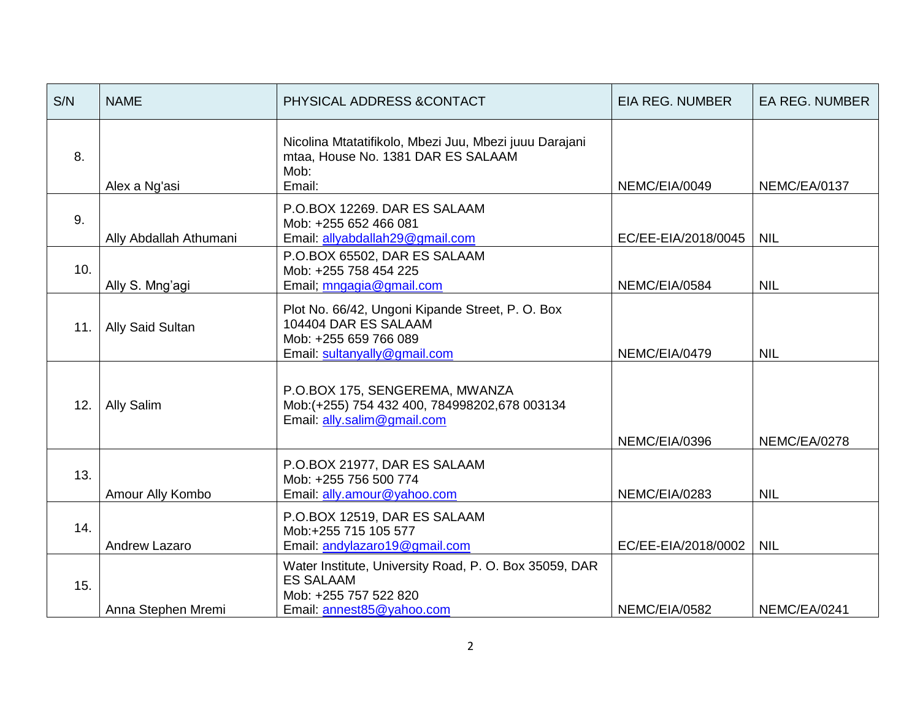| S/N | NAME | PHYSICAL ADDRESS &CONTACT | EIA REG. NUMBER | EA REG. NUMBER |
|---|---|---|---|---|
| 8. | Alex a Ng'asi | Nicolina Mtatatifikolo, Mbezi Juu, Mbezi juuu Darajani mtaa, House No. 1381 DAR ES SALAAM<br>Mob:<br>Email: | NEMC/EIA/0049 | NEMC/EA/0137 |
| 9. | Ally Abdallah Athumani | P.O.BOX 12269. DAR ES SALAAM<br>Mob: +255 652 466 081<br>Email: allyabdallah29@gmail.com | EC/EE-EIA/2018/0045 | NIL |
| 10. | Ally S. Mng'agi | P.O.BOX 65502, DAR ES SALAAM<br>Mob: +255 758 454 225<br>Email; mngagia@gmail.com | NEMC/EIA/0584 | NIL |
| 11. | Ally Said Sultan | Plot No. 66/42, Ungoni Kipande Street, P. O. Box 104404 DAR ES SALAAM<br>Mob: +255 659 766 089<br>Email: sultanyally@gmail.com | NEMC/EIA/0479 | NIL |
| 12. | Ally Salim | P.O.BOX 175, SENGEREMA, MWANZA<br>Mob:(+255) 754 432 400, 784998202,678 003134<br>Email: ally.salim@gmail.com | NEMC/EIA/0396 | NEMC/EA/0278 |
| 13. | Amour Ally Kombo | P.O.BOX 21977, DAR ES SALAAM<br>Mob: +255 756 500 774<br>Email: ally.amour@yahoo.com | NEMC/EIA/0283 | NIL |
| 14. | Andrew Lazaro | P.O.BOX 12519, DAR ES SALAAM<br>Mob:+255 715 105 577<br>Email: andylazaro19@gmail.com | EC/EE-EIA/2018/0002 | NIL |
| 15. | Anna Stephen Mremi | Water Institute, University Road, P. O. Box 35059, DAR ES SALAAM<br>Mob: +255 757 522 820<br>Email: annest85@yahoo.com | NEMC/EIA/0582 | NEMC/EA/0241 |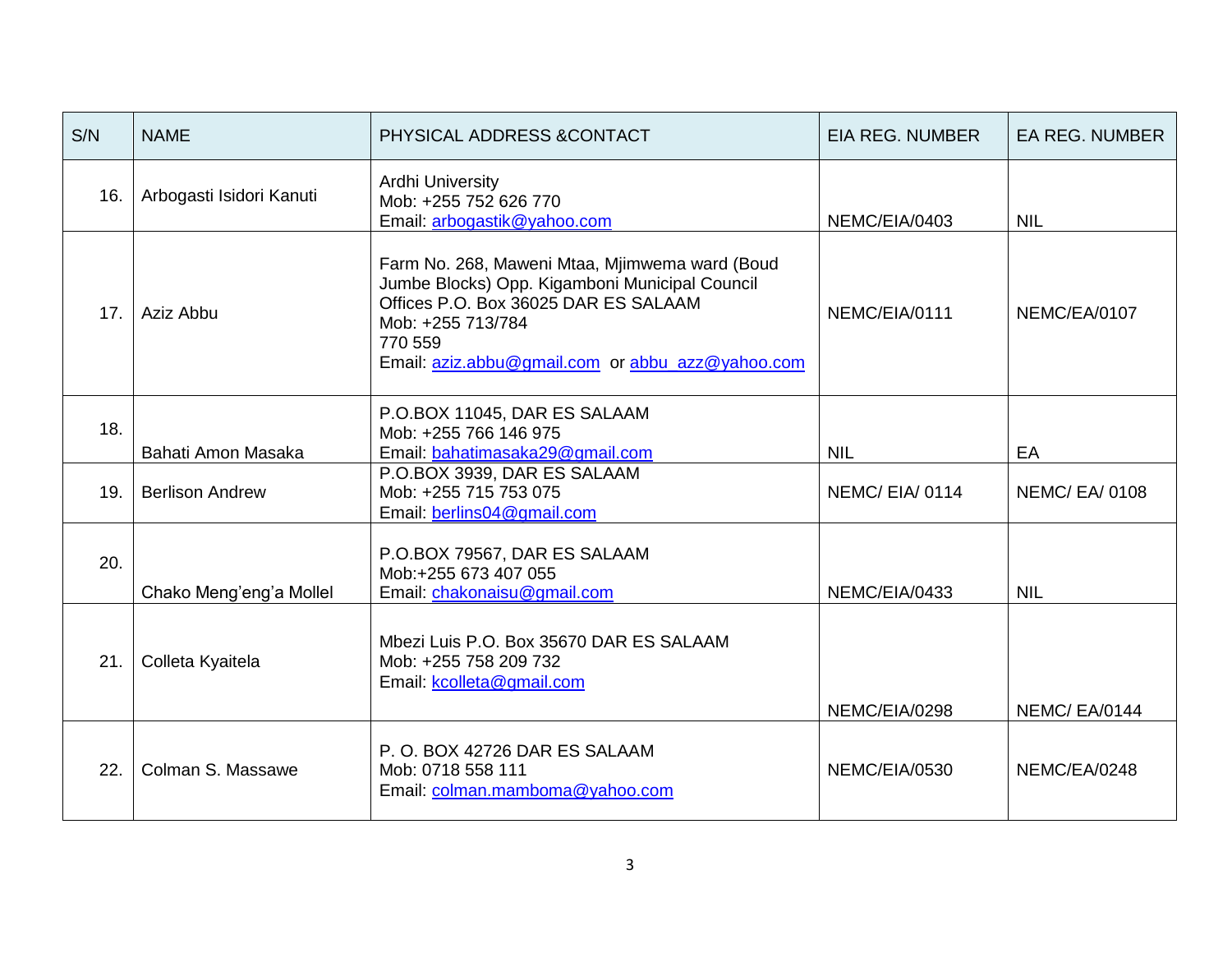| S/N | NAME | PHYSICAL ADDRESS &CONTACT | EIA REG. NUMBER | EA REG. NUMBER |
|---|---|---|---|---|
| 16. | Arbogasti Isidori Kanuti | Ardhi University<br>Mob: +255 752 626 770<br>Email: arbogastik@yahoo.com | NEMC/EIA/0403 | NIL |
| 17. | Aziz Abbu | Farm No. 268, Maweni Mtaa, Mjimwema ward (Boud Jumbe Blocks) Opp. Kigamboni Municipal Council Offices P.O. Box 36025 DAR ES SALAAM<br>Mob: +255 713/784<br>770 559<br>Email: aziz.abbu@gmail.com or abbu_azz@yahoo.com | NEMC/EIA/0111 | NEMC/EA/0107 |
| 18. | Bahati Amon Masaka | P.O.BOX 11045, DAR ES SALAAM<br>Mob: +255 766 146 975<br>Email: bahatimasaka29@gmail.com | NIL | EA |
| 19. | Berlison Andrew | P.O.BOX 3939, DAR ES SALAAM<br>Mob: +255 715 753 075<br>Email: berlins04@gmail.com | NEMC/ EIA/ 0114 | NEMC/ EA/ 0108 |
| 20. | Chako Meng'eng'a Mollel | P.O.BOX 79567, DAR ES SALAAM<br>Mob:+255 673 407 055<br>Email: chakonaisu@gmail.com | NEMC/EIA/0433 | NIL |
| 21. | Colleta Kyaitela | Mbezi Luis P.O. Box 35670 DAR ES SALAAM<br>Mob: +255 758 209 732<br>Email: kcolleta@gmail.com | NEMC/EIA/0298 | NEMC/ EA/0144 |
| 22. | Colman S. Massawe | P. O. BOX 42726 DAR ES SALAAM<br>Mob: 0718 558 111<br>Email: colman.mamboma@yahoo.com | NEMC/EIA/0530 | NEMC/EA/0248 |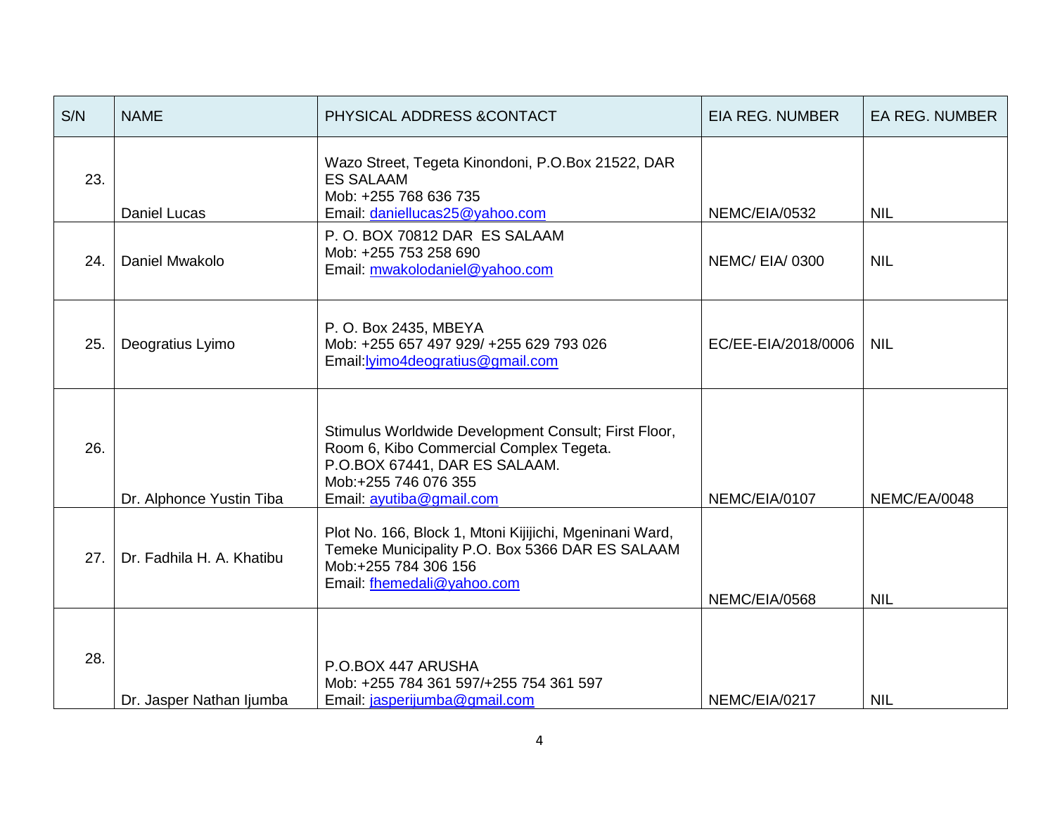| S/N | NAME | PHYSICAL ADDRESS &CONTACT | EIA REG. NUMBER | EA REG. NUMBER |
|---|---|---|---|---|
| 23. | Daniel Lucas | Wazo Street, Tegeta Kinondoni, P.O.Box 21522, DAR ES SALAAM<br>Mob: +255 768 636 735<br>Email: daniellucas25@yahoo.com | NEMC/EIA/0532 | NIL |
| 24. | Daniel Mwakolo | P. O. BOX 70812 DAR ES SALAAM<br>Mob: +255 753 258 690<br>Email: mwakolodaniel@yahoo.com | NEMC/ EIA/ 0300 | NIL |
| 25. | Deogratius Lyimo | P. O. Box 2435, MBEYA<br>Mob: +255 657 497 929/ +255 629 793 026<br>Email:lyimo4deogratius@gmail.com | EC/EE-EIA/2018/0006 | NIL |
| 26. | Dr. Alphonce Yustin Tiba | Stimulus Worldwide Development Consult; First Floor, Room 6, Kibo Commercial Complex Tegeta.<br>P.O.BOX 67441, DAR ES SALAAM.<br>Mob:+255 746 076 355<br>Email: ayutiba@gmail.com | NEMC/EIA/0107 | NEMC/EA/0048 |
| 27. | Dr. Fadhila H. A. Khatibu | Plot No. 166, Block 1, Mtoni Kijijichi, Mgeninani Ward, Temeke Municipality P.O. Box 5366 DAR ES SALAAM<br>Mob:+255 784 306 156<br>Email: fhemedali@yahoo.com | NEMC/EIA/0568 | NIL |
| 28. | Dr. Jasper Nathan Ijumba | P.O.BOX 447 ARUSHA<br>Mob: +255 784 361 597/+255 754 361 597<br>Email: jasperijumba@gmail.com | NEMC/EIA/0217 | NIL |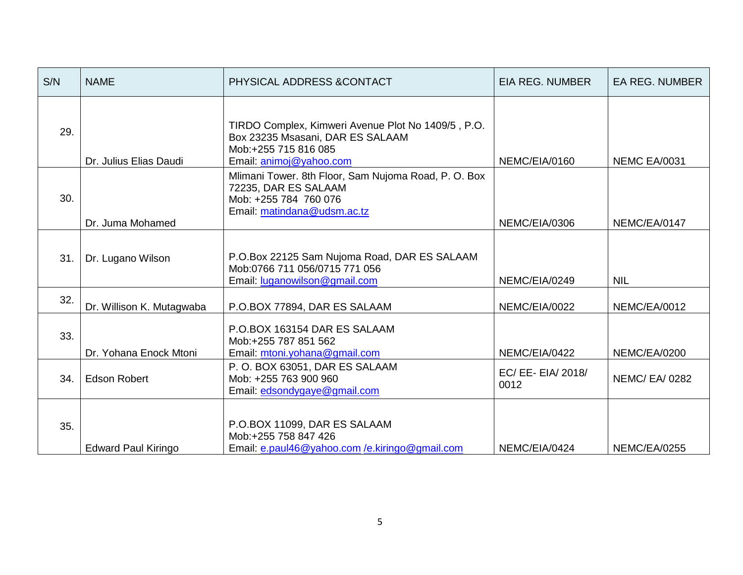| S/N | NAME | PHYSICAL ADDRESS &CONTACT | EIA REG. NUMBER | EA REG. NUMBER |
|---|---|---|---|---|
| 29. | Dr. Julius Elias Daudi | TIRDO Complex, Kimweri Avenue Plot No 1409/5 , P.O. Box 23235 Msasani, DAR ES SALAAM<br>Mob:+255 715 816 085<br>Email: animoj@yahoo.com | NEMC/EIA/0160 | NEMC EA/0031 |
| 30. | Dr. Juma Mohamed | Mlimani Tower. 8th Floor, Sam Nujoma Road, P. O. Box 72235, DAR ES SALAAM<br>Mob: +255 784 760 076<br>Email: matindana@udsm.ac.tz | NEMC/EIA/0306 | NEMC/EA/0147 |
| 31. | Dr. Lugano Wilson | P.O.Box 22125 Sam Nujoma Road, DAR ES SALAAM<br>Mob:0766 711 056/0715 771 056<br>Email: luganowilson@gmail.com | NEMC/EIA/0249 | NIL |
| 32. | Dr. Willison K. Mutagwaba | P.O.BOX 77894, DAR ES SALAAM | NEMC/EIA/0022 | NEMC/EA/0012 |
| 33. | Dr. Yohana Enock Mtoni | P.O.BOX 163154 DAR ES SALAAM<br>Mob:+255 787 851 562<br>Email: mtoni.yohana@gmail.com | NEMC/EIA/0422 | NEMC/EA/0200 |
| 34. | Edson Robert | P. O. BOX 63051, DAR ES SALAAM<br>Mob: +255 763 900 960<br>Email: edsondygaye@gmail.com | EC/ EE- EIA/ 2018/ 0012 | NEMC/ EA/ 0282 |
| 35. | Edward Paul Kiringo | P.O.BOX 11099, DAR ES SALAAM<br>Mob:+255 758 847 426<br>Email: e.paul46@yahoo.com /e.kiringo@gmail.com | NEMC/EIA/0424 | NEMC/EA/0255 |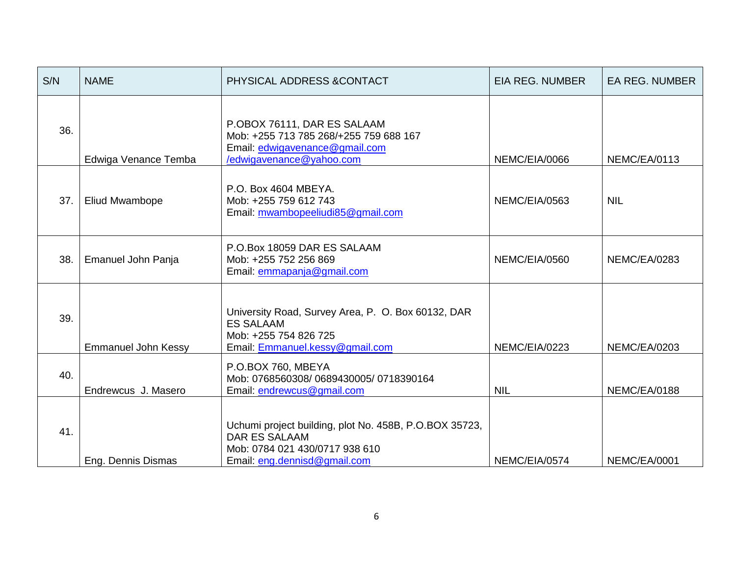| S/N | NAME | PHYSICAL ADDRESS &CONTACT | EIA REG. NUMBER | EA REG. NUMBER |
|---|---|---|---|---|
| 36. | Edwiga Venance Temba | P.OBOX 76111, DAR ES SALAAM<br>Mob: +255 713 785 268/+255 759 688 167<br>Email: edwigavenance@gmail.com /edwigavenance@yahoo.com | NEMC/EIA/0066 | NEMC/EA/0113 |
| 37. | Eliud Mwambope | P.O. Box 4604 MBEYA.<br>Mob: +255 759 612 743<br>Email: mwambopeeliudi85@gmail.com | NEMC/EIA/0563 | NIL |
| 38. | Emanuel John Panja | P.O.Box 18059 DAR ES SALAAM<br>Mob: +255 752 256 869<br>Email: emmapanja@gmail.com | NEMC/EIA/0560 | NEMC/EA/0283 |
| 39. | Emmanuel John Kessy | University Road, Survey Area, P. O. Box 60132, DAR ES SALAAM<br>Mob: +255 754 826 725<br>Email: Emmanuel.kessy@gmail.com | NEMC/EIA/0223 | NEMC/EA/0203 |
| 40. | Endrewcus J. Masero | P.O.BOX 760, MBEYA<br>Mob: 0768560308/ 0689430005/ 0718390164<br>Email: endrewcus@gmail.com | NIL | NEMC/EA/0188 |
| 41. | Eng. Dennis Dismas | Uchumi project building, plot No. 458B, P.O.BOX 35723, DAR ES SALAAM<br>Mob: 0784 021 430/0717 938 610<br>Email: eng.dennisd@gmail.com | NEMC/EIA/0574 | NEMC/EA/0001 |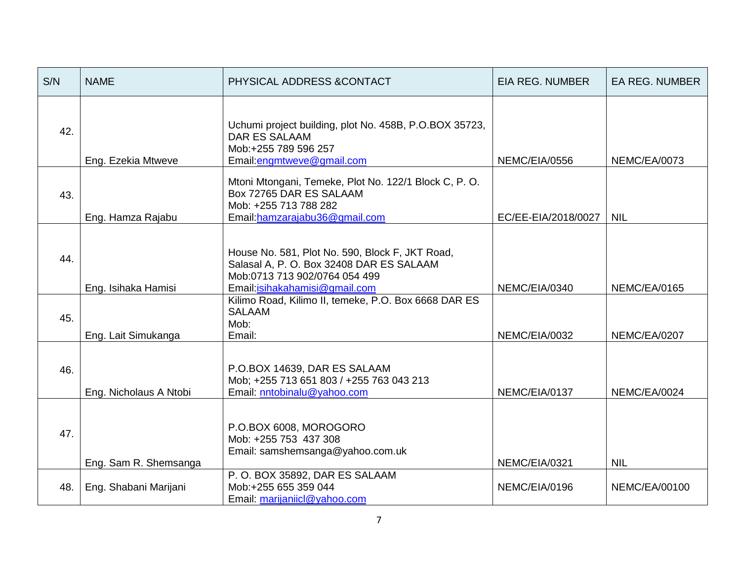| S/N | NAME | PHYSICAL ADDRESS &CONTACT | EIA REG. NUMBER | EA REG. NUMBER |
|---|---|---|---|---|
| 42. | Eng. Ezekia Mtweve | Uchumi project building, plot No. 458B, P.O.BOX 35723, DAR ES SALAAM<br>Mob:+255 789 596 257<br>Email:engmtweve@gmail.com | NEMC/EIA/0556 | NEMC/EA/0073 |
| 43. | Eng. Hamza Rajabu | Mtoni Mtongani, Temeke, Plot No. 122/1 Block C, P. O. Box 72765 DAR ES SALAAM<br>Mob: +255 713 788 282<br>Email:hamzarajabu36@gmail.com | EC/EE-EIA/2018/0027 | NIL |
| 44. | Eng. Isihaka Hamisi | House No. 581, Plot No. 590, Block F, JKT Road, Salasal A, P. O. Box 32408 DAR ES SALAAM<br>Mob:0713 713 902/0764 054 499<br>Email:isihakahamisi@gmail.com | NEMC/EIA/0340 | NEMC/EA/0165 |
| 45. | Eng. Lait Simukanga | Kilimo Road, Kilimo II, temeke, P.O. Box 6668 DAR ES SALAAM<br>Mob:<br>Email: | NEMC/EIA/0032 | NEMC/EA/0207 |
| 46. | Eng. Nicholaus A Ntobi | P.O.BOX 14639, DAR ES SALAAM<br>Mob; +255 713 651 803 / +255 763 043 213<br>Email: nntobinalu@yahoo.com | NEMC/EIA/0137 | NEMC/EA/0024 |
| 47. | Eng. Sam R. Shemsanga | P.O.BOX 6008, MOROGORO<br>Mob: +255 753 437 308<br>Email: samshemsanga@yahoo.com.uk | NEMC/EIA/0321 | NIL |
| 48. | Eng. Shabani Marijani | P. O. BOX 35892, DAR ES SALAAM<br>Mob:+255 655 359 044<br>Email: marijaniicl@yahoo.com | NEMC/EIA/0196 | NEMC/EA/00100 |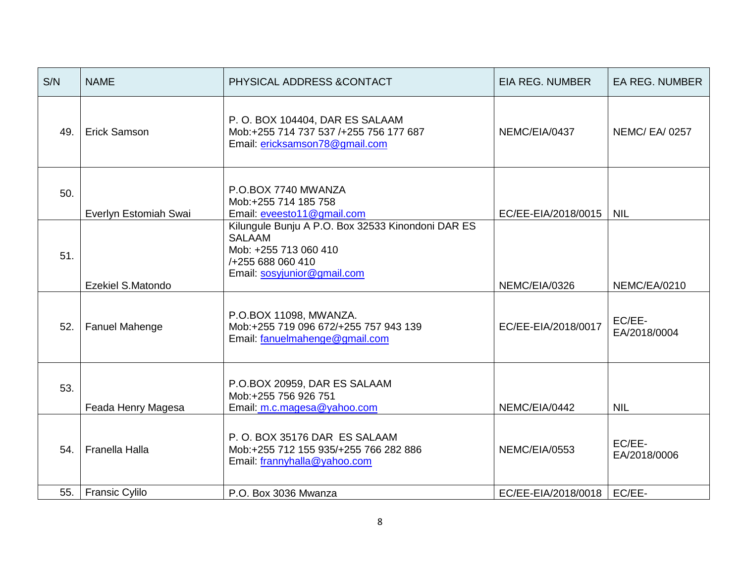| S/N | NAME | PHYSICAL ADDRESS &CONTACT | EIA REG. NUMBER | EA REG. NUMBER |
|---|---|---|---|---|
| 49. | Erick Samson | P. O. BOX 104404, DAR ES SALAAM<br>Mob:+255 714 737 537 /+255 756 177 687<br>Email: ericksamson78@gmail.com | NEMC/EIA/0437 | NEMC/ EA/ 0257 |
| 50. | Everlyn Estomiah Swai | P.O.BOX 7740 MWANZA<br>Mob:+255 714 185 758<br>Email: eveesto11@gmail.com | EC/EE-EIA/2018/0015 | NIL |
| 51. | Ezekiel S.Matondo | Kilungule Bunju A P.O. Box 32533 Kinondoni DAR ES SALAAM<br>Mob: +255 713 060 410<br>/+255 688 060 410<br>Email: sosyjunior@gmail.com | NEMC/EIA/0326 | NEMC/EA/0210 |
| 52. | Fanuel Mahenge | P.O.BOX 11098, MWANZA.<br>Mob:+255 719 096 672/+255 757 943 139<br>Email: fanuelmahenge@gmail.com | EC/EE-EIA/2018/0017 | EC/EE-EA/2018/0004 |
| 53. | Feada Henry Magesa | P.O.BOX 20959, DAR ES SALAAM<br>Mob:+255 756 926 751<br>Email: m.c.magesa@yahoo.com | NEMC/EIA/0442 | NIL |
| 54. | Franella Halla | P. O. BOX 35176 DAR ES SALAAM<br>Mob:+255 712 155 935/+255 766 282 886<br>Email: frannyhalla@yahoo.com | NEMC/EIA/0553 | EC/EE-EA/2018/0006 |
| 55. | Fransic Cylilo | P.O. Box 3036 Mwanza | EC/EE-EIA/2018/0018 | EC/EE- |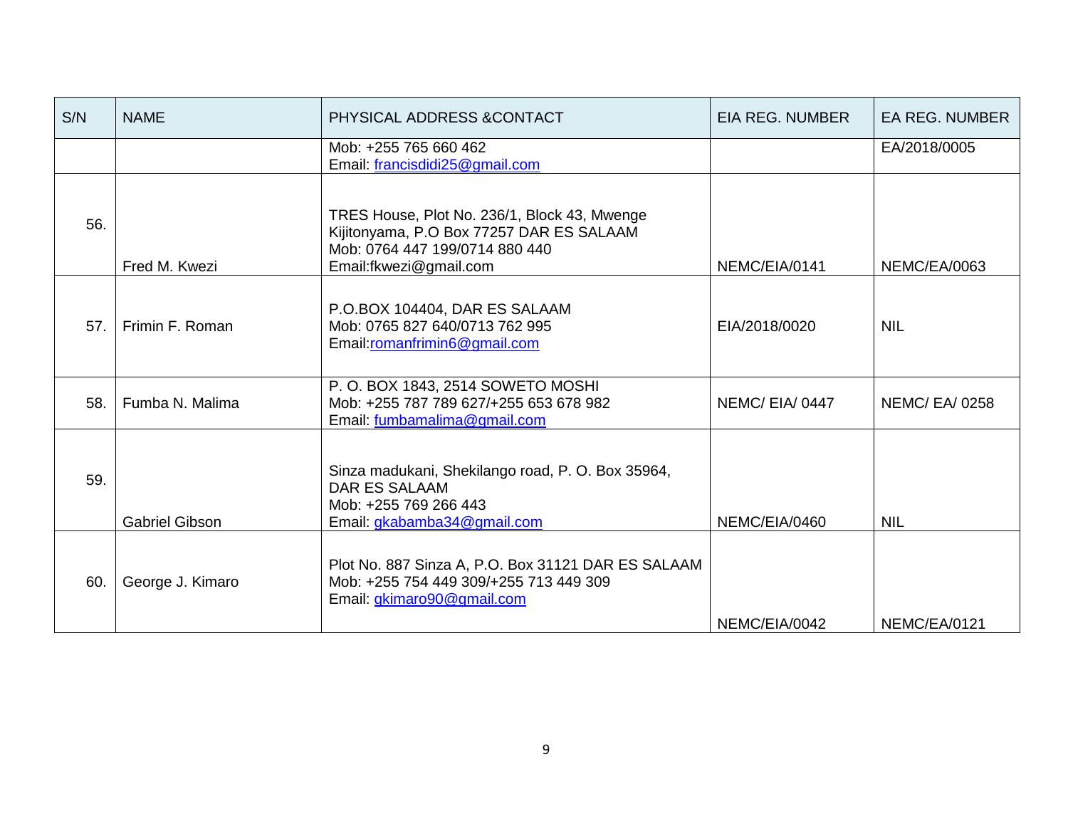| S/N | NAME | PHYSICAL ADDRESS &CONTACT | EIA REG. NUMBER | EA REG. NUMBER |
|---|---|---|---|---|
| | | Mob: +255 765 660 462<br>Email: francisdidi25@gmail.com | | EA/2018/0005 |
| 56. | Fred M. Kwezi | TRES House, Plot No. 236/1, Block 43, Mwenge Kijitonyama, P.O Box 77257 DAR ES SALAAM<br>Mob: 0764 447 199/0714 880 440<br>Email:fkwezi@gmail.com | NEMC/EIA/0141 | NEMC/EA/0063 |
| 57. | Frimin F. Roman | P.O.BOX 104404, DAR ES SALAAM<br>Mob: 0765 827 640/0713 762 995<br>Email:romanfrimin6@gmail.com | EIA/2018/0020 | NIL |
| 58. | Fumba N. Malima | P. O. BOX 1843, 2514 SOWETO MOSHI<br>Mob: +255 787 789 627/+255 653 678 982<br>Email: fumbamalima@gmail.com | NEMC/ EIA/ 0447 | NEMC/ EA/ 0258 |
| 59. | Gabriel Gibson | Sinza madukani, Shekilango road, P. O. Box 35964, DAR ES SALAAM<br>Mob: +255 769 266 443<br>Email: gkabamba34@gmail.com | NEMC/EIA/0460 | NIL |
| 60. | George J. Kimaro | Plot No. 887 Sinza A, P.O. Box 31121 DAR ES SALAAM<br>Mob: +255 754 449 309/+255 713 449 309<br>Email: gkimaro90@gmail.com | NEMC/EIA/0042 | NEMC/EA/0121 |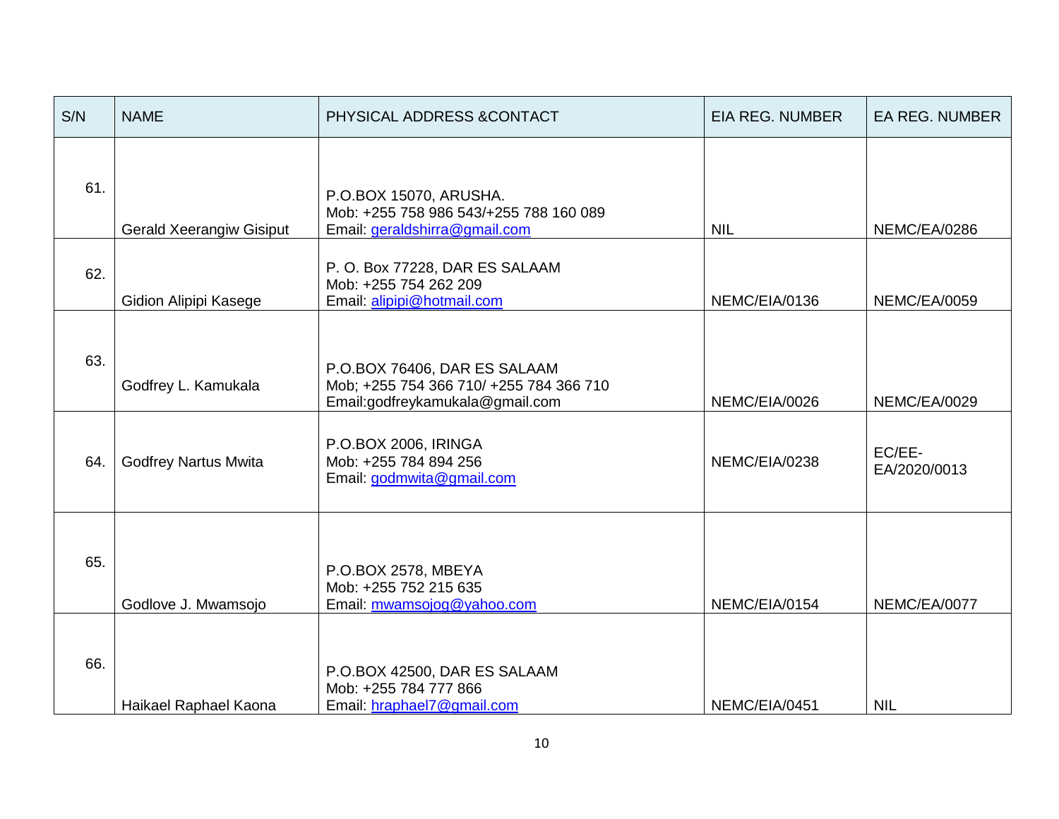| S/N | NAME | PHYSICAL ADDRESS &CONTACT | EIA REG. NUMBER | EA REG. NUMBER |
|---|---|---|---|---|
| 61. | Gerald Xeerangiw Gisiput | P.O.BOX 15070, ARUSHA.<br>Mob: +255 758 986 543/+255 788 160 089<br>Email: geraldshirra@gmail.com | NIL | NEMC/EA/0286 |
| 62. | Gidion Alipipi Kasege | P. O. Box 77228, DAR ES SALAAM<br>Mob: +255 754 262 209<br>Email: alipipi@hotmail.com | NEMC/EIA/0136 | NEMC/EA/0059 |
| 63. | Godfrey L. Kamukala | P.O.BOX 76406, DAR ES SALAAM<br>Mob; +255 754 366 710/ +255 784 366 710<br>Email:godfreykamukala@gmail.com | NEMC/EIA/0026 | NEMC/EA/0029 |
| 64. | Godfrey Nartus Mwita | P.O.BOX 2006, IRINGA<br>Mob: +255 784 894 256<br>Email: godmwita@gmail.com | NEMC/EIA/0238 | EC/EE-EA/2020/0013 |
| 65. | Godlove J. Mwamsojo | P.O.BOX 2578, MBEYA<br>Mob: +255 752 215 635<br>Email: mwamsojog@yahoo.com | NEMC/EIA/0154 | NEMC/EA/0077 |
| 66. | Haikael Raphael Kaona | P.O.BOX 42500, DAR ES SALAAM<br>Mob: +255 784 777 866<br>Email: hraphael7@gmail.com | NEMC/EIA/0451 | NIL |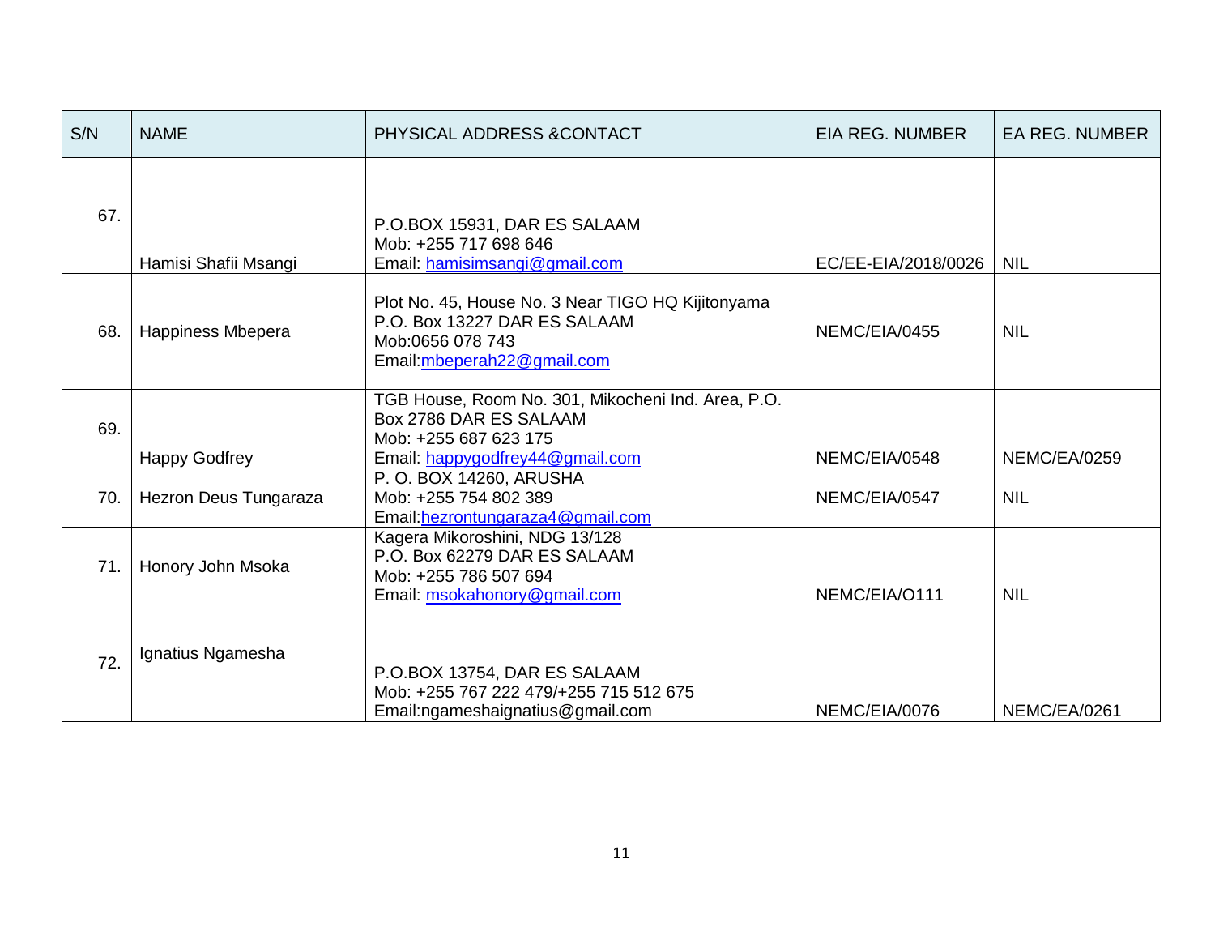| S/N | NAME | PHYSICAL ADDRESS &CONTACT | EIA REG. NUMBER | EA REG. NUMBER |
|---|---|---|---|---|
| 67. | Hamisi Shafii Msangi | P.O.BOX 15931, DAR ES SALAAM<br>Mob: +255 717 698 646<br>Email: hamisimsangi@gmail.com | EC/EE-EIA/2018/0026 | NIL |
| 68. | Happiness Mbepera | Plot No. 45, House No. 3 Near TIGO HQ Kijitonyama<br>P.O. Box 13227 DAR ES SALAAM<br>Mob:0656 078 743<br>Email:mbeperah22@gmail.com | NEMC/EIA/0455 | NIL |
| 69. | Happy Godfrey | TGB House, Room No. 301, Mikocheni Ind. Area, P.O. Box 2786 DAR ES SALAAM<br>Mob: +255 687 623 175<br>Email: happygodfrey44@gmail.com | NEMC/EIA/0548 | NEMC/EA/0259 |
| 70. | Hezron Deus Tungaraza | P. O. BOX 14260, ARUSHA<br>Mob: +255 754 802 389<br>Email:hezrontungaraza4@gmail.com | NEMC/EIA/0547 | NIL |
| 71. | Honory John Msoka | Kagera Mikoroshini, NDG 13/128<br>P.O. Box 62279 DAR ES SALAAM<br>Mob: +255 786 507 694<br>Email: msokahonory@gmail.com | NEMC/EIA/O111 | NIL |
| 72. | Ignatius Ngamesha | P.O.BOX 13754, DAR ES SALAAM<br>Mob: +255 767 222 479/+255 715 512 675<br>Email:ngameshaignatius@gmail.com | NEMC/EIA/0076 | NEMC/EA/0261 |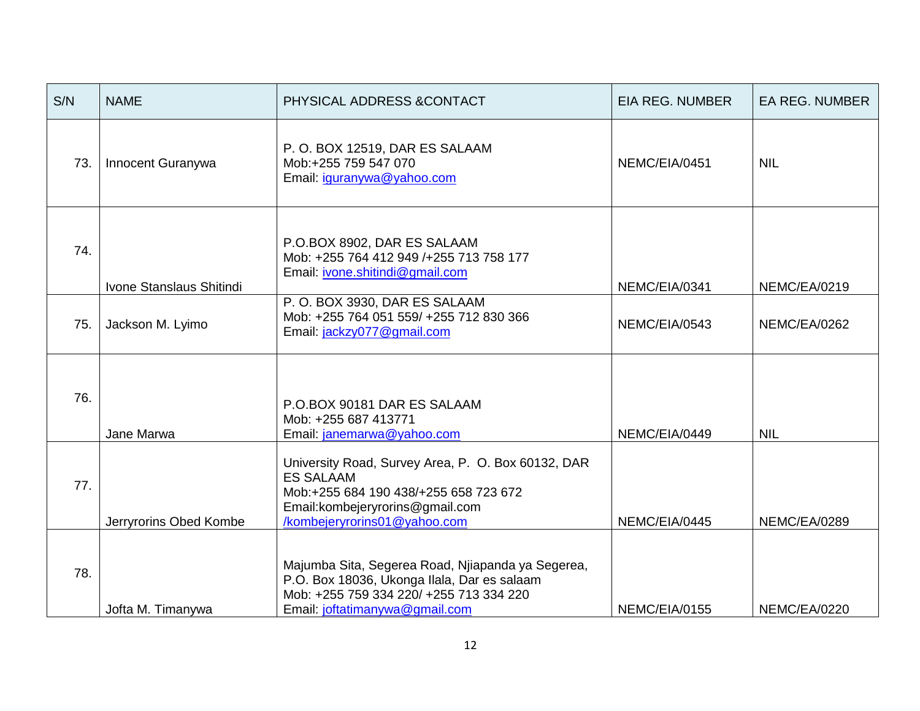| S/N | NAME | PHYSICAL ADDRESS &CONTACT | EIA REG. NUMBER | EA REG. NUMBER |
|---|---|---|---|---|
| 73. | Innocent Guranywa | P. O. BOX 12519, DAR ES SALAAM<br>Mob:+255 759 547 070<br>Email: iguranywa@yahoo.com | NEMC/EIA/0451 | NIL |
| 74. | Ivone Stanslaus Shitindi | P.O.BOX 8902, DAR ES SALAAM<br>Mob: +255 764 412 949 /+255 713 758 177<br>Email: ivone.shitindi@gmail.com | NEMC/EIA/0341 | NEMC/EA/0219 |
| 75. | Jackson M. Lyimo | P. O. BOX 3930, DAR ES SALAAM<br>Mob: +255 764 051 559/ +255 712 830 366<br>Email: jackzy077@gmail.com | NEMC/EIA/0543 | NEMC/EA/0262 |
| 76. | Jane Marwa | P.O.BOX 90181 DAR ES SALAAM<br>Mob: +255 687 413771<br>Email: janemarwa@yahoo.com | NEMC/EIA/0449 | NIL |
| 77. | Jerryrorins Obed Kombe | University Road, Survey Area, P. O. Box 60132, DAR ES SALAAM<br>Mob:+255 684 190 438/+255 658 723 672<br>Email:kombejeryrorins@gmail.com /kombejeryrorins01@yahoo.com | NEMC/EIA/0445 | NEMC/EA/0289 |
| 78. | Jofta M. Timanywa | Majumba Sita, Segerea Road, Njiapanda ya Segerea, P.O. Box 18036, Ukonga Ilala, Dar es salaam<br>Mob: +255 759 334 220/ +255 713 334 220<br>Email: joftatimanywa@gmail.com | NEMC/EIA/0155 | NEMC/EA/0220 |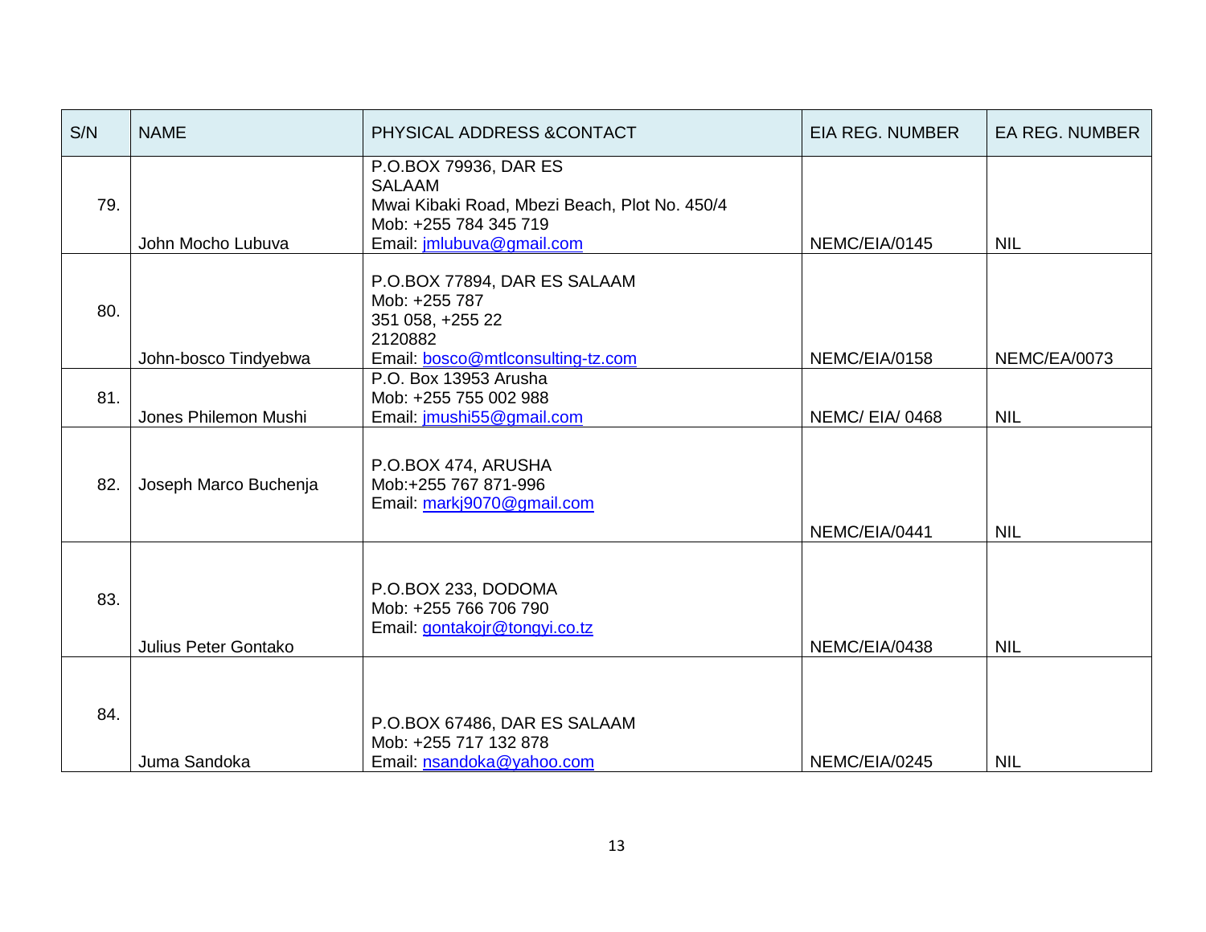| S/N | NAME | PHYSICAL ADDRESS &CONTACT | EIA REG. NUMBER | EA REG. NUMBER |
|---|---|---|---|---|
| 79. | John Mocho Lubuva | P.O.BOX 79936, DAR ES SALAAM<br>Mwai Kibaki Road, Mbezi Beach, Plot No. 450/4<br>Mob: +255 784 345 719<br>Email: jmlubuva@gmail.com | NEMC/EIA/0145 | NIL |
| 80. | John-bosco Tindyebwa | P.O.BOX 77894, DAR ES SALAAM<br>Mob: +255 787 351 058, +255 22 2120882<br>Email: bosco@mtlconsulting-tz.com | NEMC/EIA/0158 | NEMC/EA/0073 |
| 81. | Jones Philemon Mushi | P.O. Box 13953 Arusha<br>Mob: +255 755 002 988<br>Email: jmushi55@gmail.com | NEMC/ EIA/ 0468 | NIL |
| 82. | Joseph Marco Buchenja | P.O.BOX 474, ARUSHA<br>Mob:+255 767 871-996<br>Email: markj9070@gmail.com | NEMC/EIA/0441 | NIL |
| 83. | Julius Peter Gontako | P.O.BOX 233, DODOMA<br>Mob: +255 766 706 790<br>Email: gontakojr@tongyi.co.tz | NEMC/EIA/0438 | NIL |
| 84. | Juma Sandoka | P.O.BOX 67486, DAR ES SALAAM<br>Mob: +255 717 132 878<br>Email: nsandoka@yahoo.com | NEMC/EIA/0245 | NIL |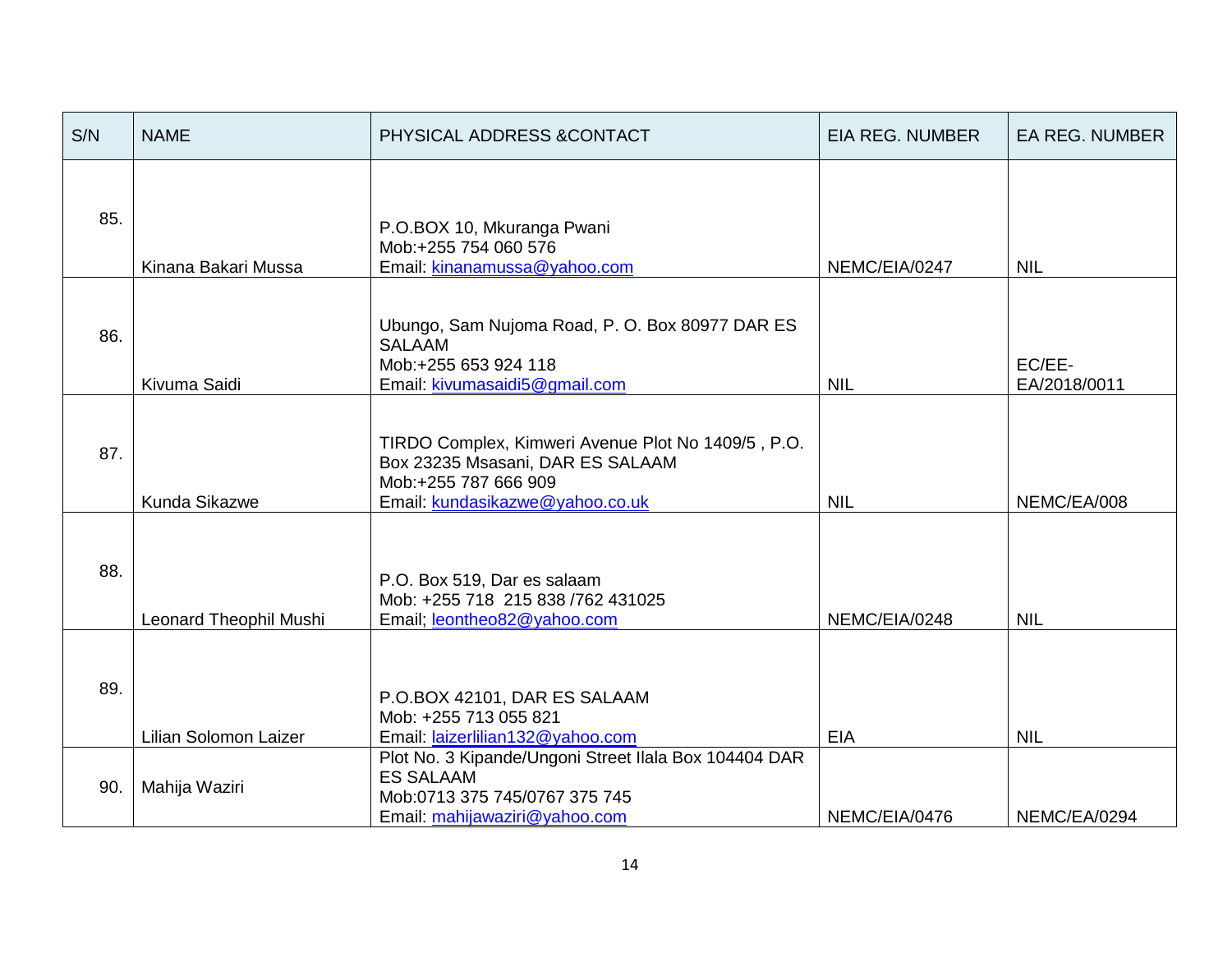| S/N | NAME | PHYSICAL ADDRESS &CONTACT | EIA REG. NUMBER | EA REG. NUMBER |
|---|---|---|---|---|
| 85. | Kinana Bakari Mussa | P.O.BOX 10, Mkuranga Pwani<br>Mob:+255 754 060 576<br>Email: kinanamussa@yahoo.com | NEMC/EIA/0247 | NIL |
| 86. | Kivuma Saidi | Ubungo, Sam Nujoma Road, P. O. Box 80977 DAR ES SALAAM<br>Mob:+255 653 924 118<br>Email: kivumasaidi5@gmail.com | NIL | EC/EE-EA/2018/0011 |
| 87. | Kunda Sikazwe | TIRDO Complex, Kimweri Avenue Plot No 1409/5 , P.O. Box 23235 Msasani, DAR ES SALAAM<br>Mob:+255 787 666 909<br>Email: kundasikazwe@yahoo.co.uk | NIL | NEMC/EA/008 |
| 88. | Leonard Theophil Mushi | P.O. Box 519, Dar es salaam<br>Mob: +255 718 215 838 /762 431025<br>Email; leontheo82@yahoo.com | NEMC/EIA/0248 | NIL |
| 89. | Lilian Solomon Laizer | P.O.BOX 42101, DAR ES SALAAM<br>Mob: +255 713 055 821<br>Email: laizerlilian132@yahoo.com | EIA | NIL |
| 90. | Mahija Waziri | Plot No. 3 Kipande/Ungoni Street Ilala Box 104404 DAR ES SALAAM<br>Mob:0713 375 745/0767 375 745<br>Email: mahijawaziri@yahoo.com | NEMC/EIA/0476 | NEMC/EA/0294 |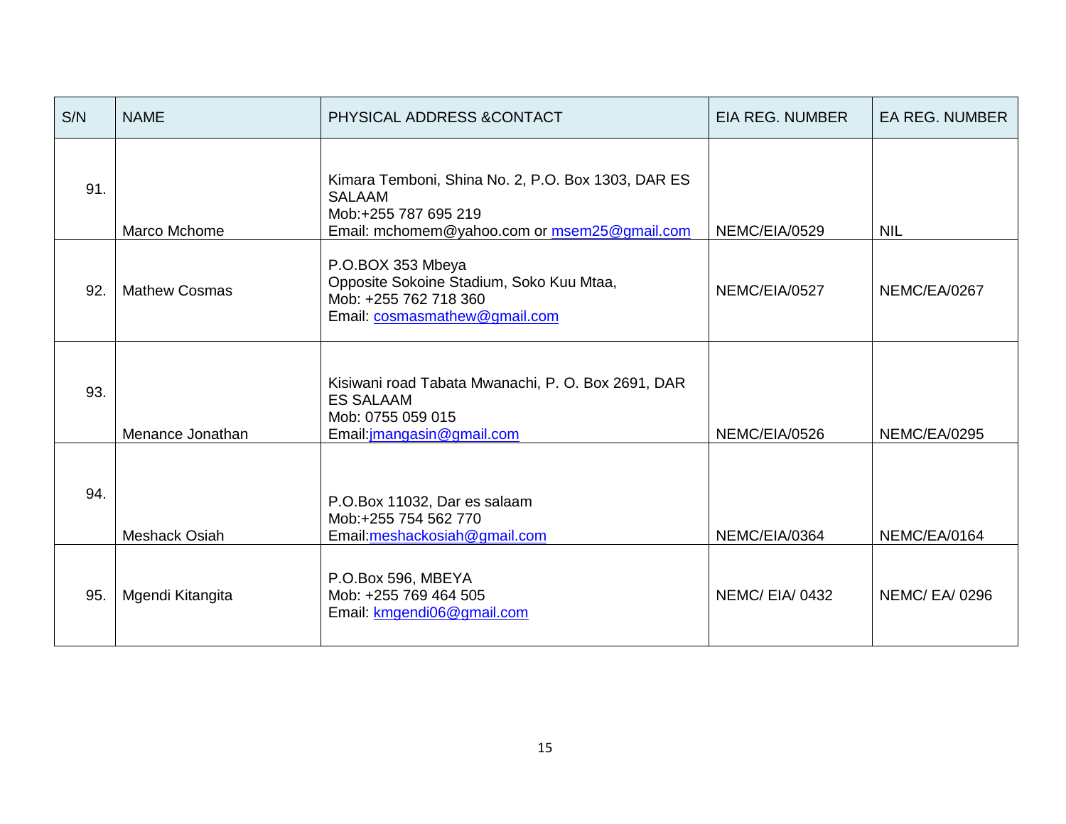| S/N | NAME | PHYSICAL ADDRESS &CONTACT | EIA REG. NUMBER | EA REG. NUMBER |
| --- | --- | --- | --- | --- |
| 91. | Marco Mchome | Kimara Temboni, Shina No. 2, P.O. Box 1303, DAR ES SALAAM<br>Mob:+255 787 695 219<br>Email: mchomem@yahoo.com or msem25@gmail.com | NEMC/EIA/0529 | NIL |
| 92. | Mathew Cosmas | P.O.BOX 353 Mbeya<br>Opposite Sokoine Stadium, Soko Kuu Mtaa,<br>Mob: +255 762 718 360<br>Email: cosmasmathew@gmail.com | NEMC/EIA/0527 | NEMC/EA/0267 |
| 93. | Menance Jonathan | Kisiwani road Tabata Mwanachi, P. O. Box 2691, DAR ES SALAAM<br>Mob: 0755 059 015<br>Email:jmangasin@gmail.com | NEMC/EIA/0526 | NEMC/EA/0295 |
| 94. | Meshack Osiah | P.O.Box 11032, Dar es salaam<br>Mob:+255 754 562 770<br>Email:meshackosiah@gmail.com | NEMC/EIA/0364 | NEMC/EA/0164 |
| 95. | Mgendi Kitangita | P.O.Box 596, MBEYA<br>Mob: +255 769 464 505<br>Email: kmgendi06@gmail.com | NEMC/ EIA/ 0432 | NEMC/ EA/ 0296 |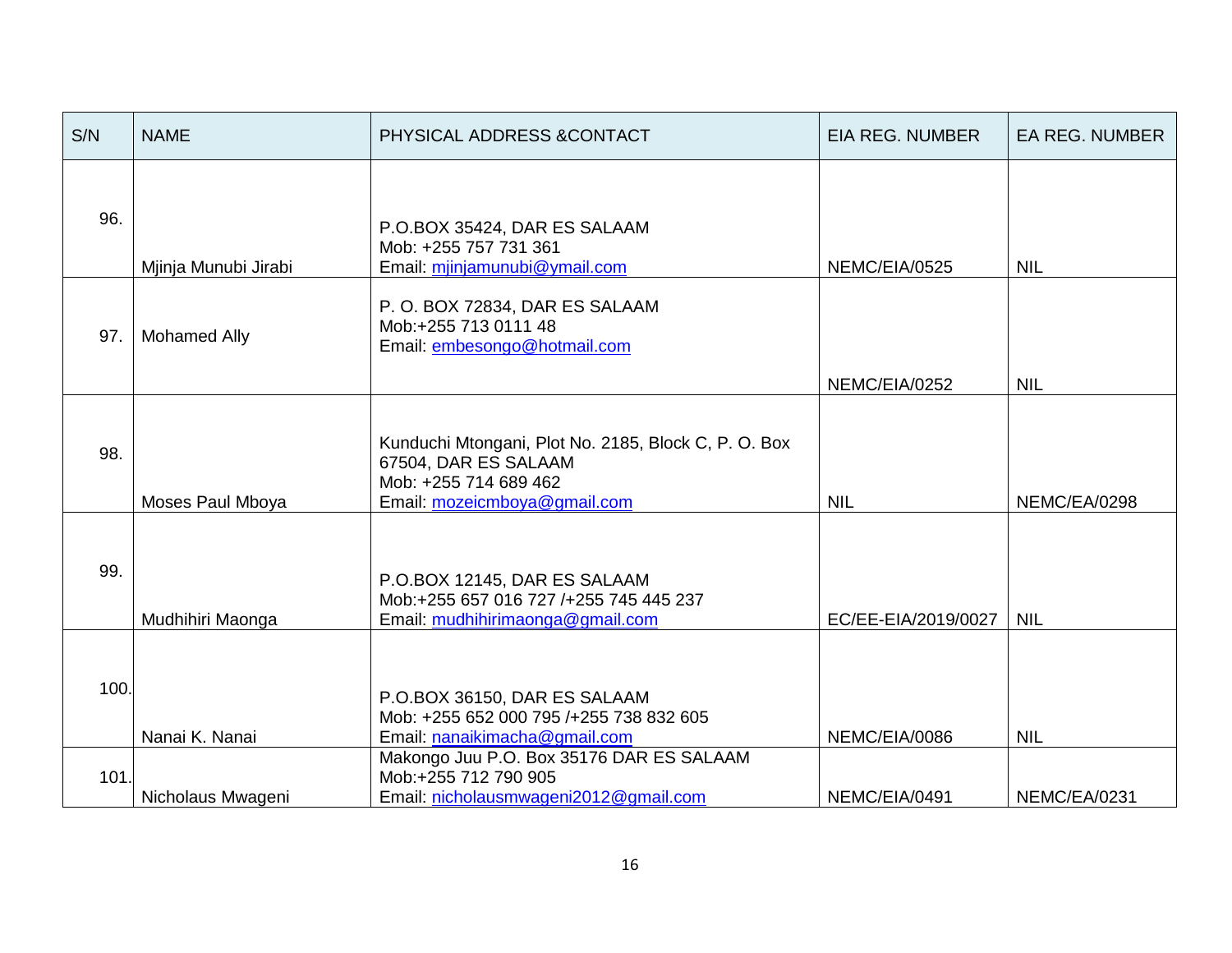| S/N | NAME | PHYSICAL ADDRESS &CONTACT | EIA REG. NUMBER | EA REG. NUMBER |
|---|---|---|---|---|
| 96. | Mjinja Munubi Jirabi | P.O.BOX 35424, DAR ES SALAAM<br>Mob: +255 757 731 361<br>Email: mjinjamunubi@ymail.com | NEMC/EIA/0525 | NIL |
| 97. | Mohamed Ally | P. O. BOX 72834, DAR ES SALAAM<br>Mob:+255 713 0111 48<br>Email: embesongo@hotmail.com | NEMC/EIA/0252 | NIL |
| 98. | Moses Paul Mboya | Kunduchi Mtongani, Plot No. 2185, Block C, P. O. Box 67504, DAR ES SALAAM<br>Mob: +255 714 689 462<br>Email: mozeicmboya@gmail.com | NIL | NEMC/EA/0298 |
| 99. | Mudhihiri Maonga | P.O.BOX 12145, DAR ES SALAAM<br>Mob:+255 657 016 727 /+255 745 445 237<br>Email: mudhihirimaonga@gmail.com | EC/EE-EIA/2019/0027 | NIL |
| 100. | Nanai K. Nanai | P.O.BOX 36150, DAR ES SALAAM<br>Mob: +255 652 000 795 /+255 738 832 605<br>Email: nanaikimacha@gmail.com | NEMC/EIA/0086 | NIL |
| 101. | Nicholaus Mwageni | Makongo Juu P.O. Box 35176 DAR ES SALAAM<br>Mob:+255 712 790 905<br>Email: nicholausmwageni2012@gmail.com | NEMC/EIA/0491 | NEMC/EA/0231 |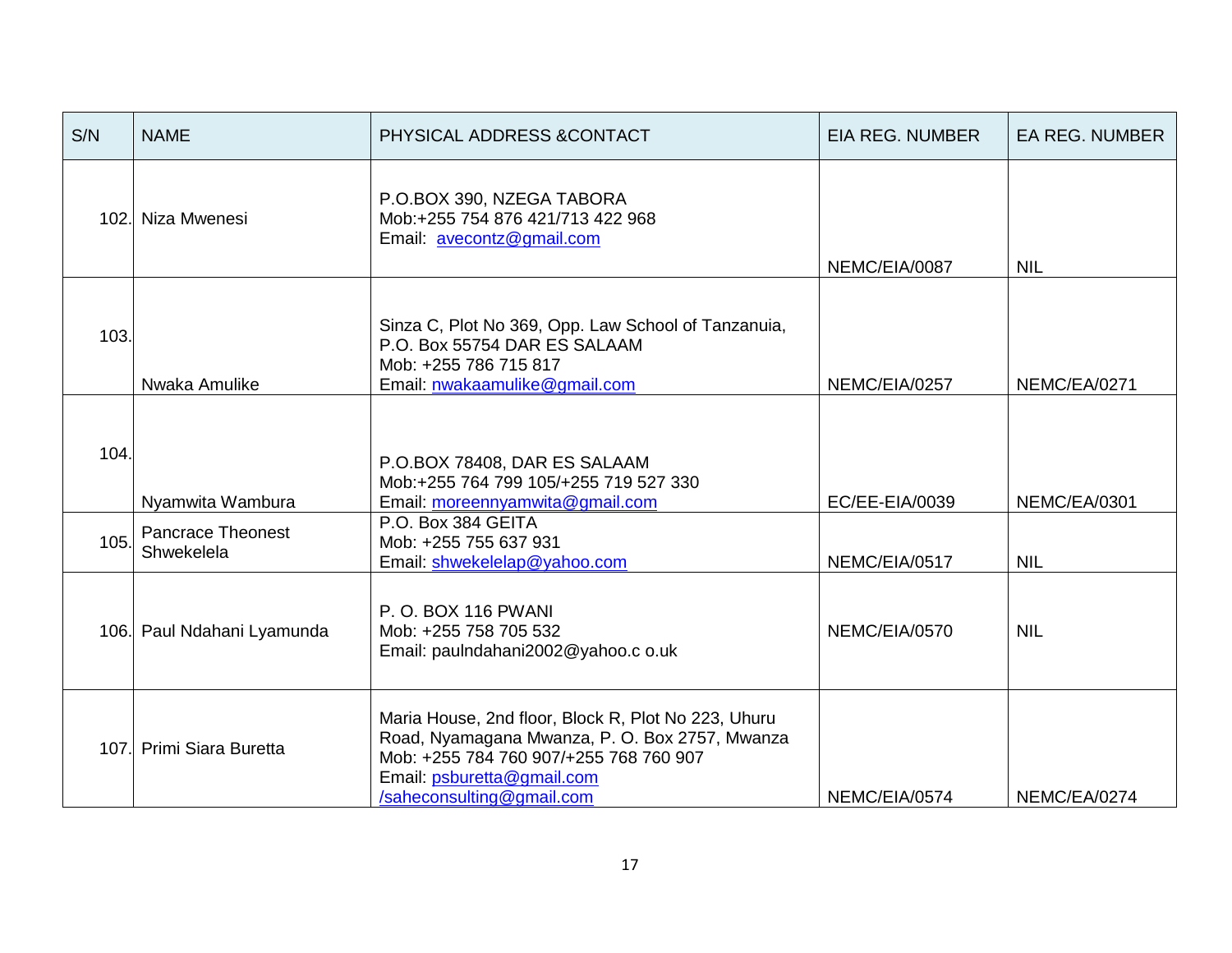| S/N | NAME | PHYSICAL ADDRESS &CONTACT | EIA REG. NUMBER | EA REG. NUMBER |
|---|---|---|---|---|
| 102. | Niza Mwenesi | P.O.BOX 390, NZEGA TABORA<br>Mob:+255 754 876 421/713 422 968<br>Email: avecontz@gmail.com | NEMC/EIA/0087 | NIL |
| 103. | Nwaka Amulike | Sinza C, Plot No 369, Opp. Law School of Tanzanuia, P.O. Box 55754 DAR ES SALAAM<br>Mob: +255 786 715 817<br>Email: nwakaamulike@gmail.com | NEMC/EIA/0257 | NEMC/EA/0271 |
| 104. | Nyamwita Wambura | P.O.BOX 78408, DAR ES SALAAM<br>Mob:+255 764 799 105/+255 719 527 330<br>Email: moreennyamwita@gmail.com | EC/EE-EIA/0039 | NEMC/EA/0301 |
| 105. | Pancrace Theonest Shwekelela | P.O. Box 384 GEITA<br>Mob: +255 755 637 931<br>Email: shwekelelap@yahoo.com | NEMC/EIA/0517 | NIL |
| 106. | Paul Ndahani Lyamunda | P. O. BOX 116 PWANI<br>Mob: +255 758 705 532<br>Email: paulndahani2002@yahoo.c o.uk | NEMC/EIA/0570 | NIL |
| 107. | Primi Siara Buretta | Maria House, 2nd floor, Block R, Plot No 223, Uhuru Road, Nyamagana Mwanza, P. O. Box 2757, Mwanza<br>Mob: +255 784 760 907/+255 768 760 907<br>Email: psburetta@gmail.com /saheconsulting@gmail.com | NEMC/EIA/0574 | NEMC/EA/0274 |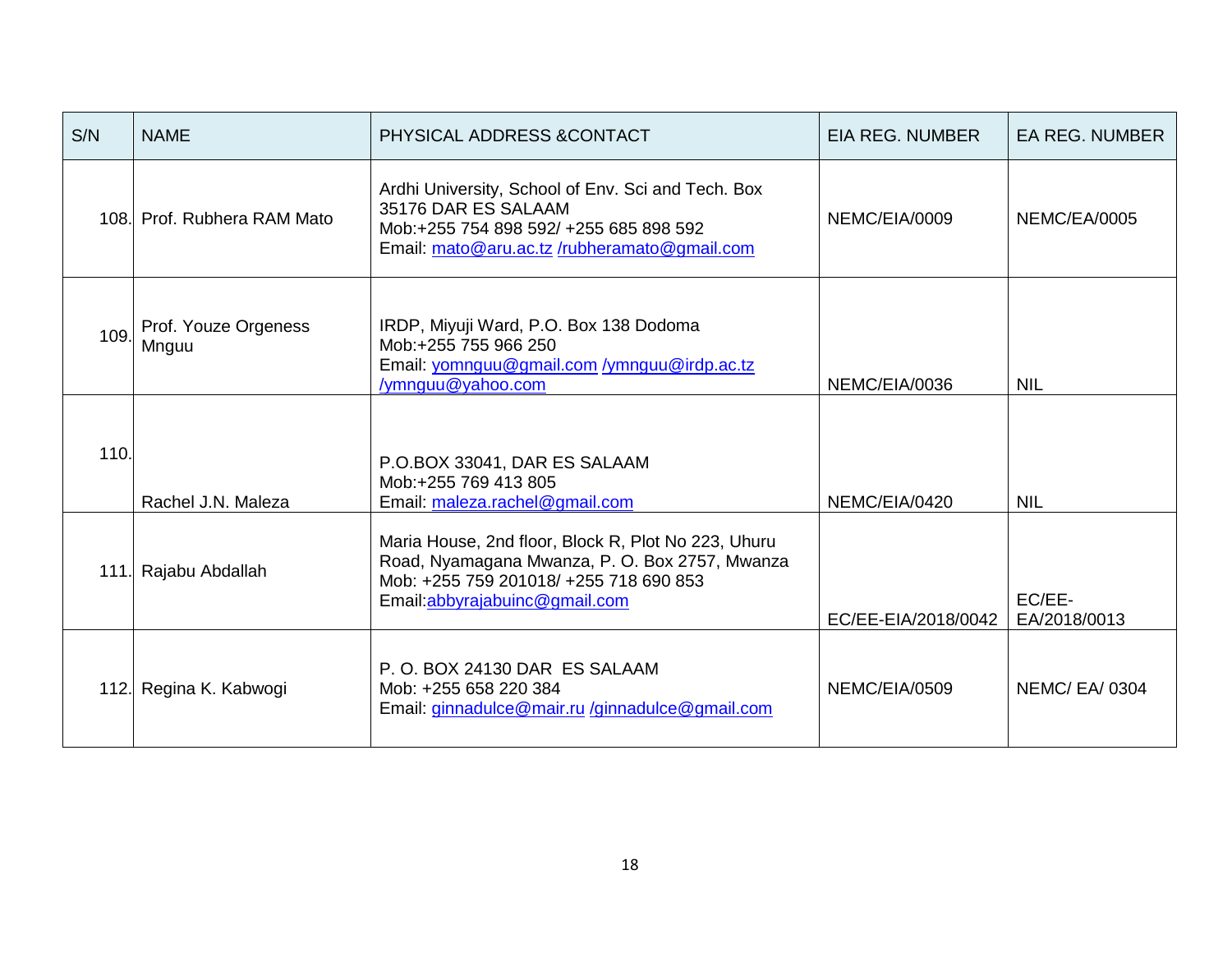| S/N | NAME | PHYSICAL ADDRESS &CONTACT | EIA REG. NUMBER | EA REG. NUMBER |
|---|---|---|---|---|
| 108. | Prof. Rubhera RAM Mato | Ardhi University, School of Env. Sci and Tech. Box 35176 DAR ES SALAAM<br>Mob:+255 754 898 592/ +255 685 898 592<br>Email: mato@aru.ac.tz /rubheramato@gmail.com | NEMC/EIA/0009 | NEMC/EA/0005 |
| 109. | Prof. Youze Orgeness Mnguu | IRDP, Miyuji Ward, P.O. Box 138 Dodoma<br>Mob:+255 755 966 250<br>Email: yomnguu@gmail.com /ymnguu@irdp.ac.tz /ymnguu@yahoo.com | NEMC/EIA/0036 | NIL |
| 110. | Rachel J.N. Maleza | P.O.BOX 33041, DAR ES SALAAM<br>Mob:+255 769 413 805<br>Email: maleza.rachel@gmail.com | NEMC/EIA/0420 | NIL |
| 111. | Rajabu Abdallah | Maria House, 2nd floor, Block R, Plot No 223, Uhuru Road, Nyamagana Mwanza, P. O. Box 2757, Mwanza<br>Mob: +255 759 201018/ +255 718 690 853<br>Email:abbyrajabuinc@gmail.com | EC/EE-EIA/2018/0042 | EC/EE-EA/2018/0013 |
| 112. | Regina K. Kabwogi | P. O. BOX 24130 DAR ES SALAAM<br>Mob: +255 658 220 384<br>Email: ginnadulce@mair.ru /ginnadulce@gmail.com | NEMC/EIA/0509 | NEMC/ EA/ 0304 |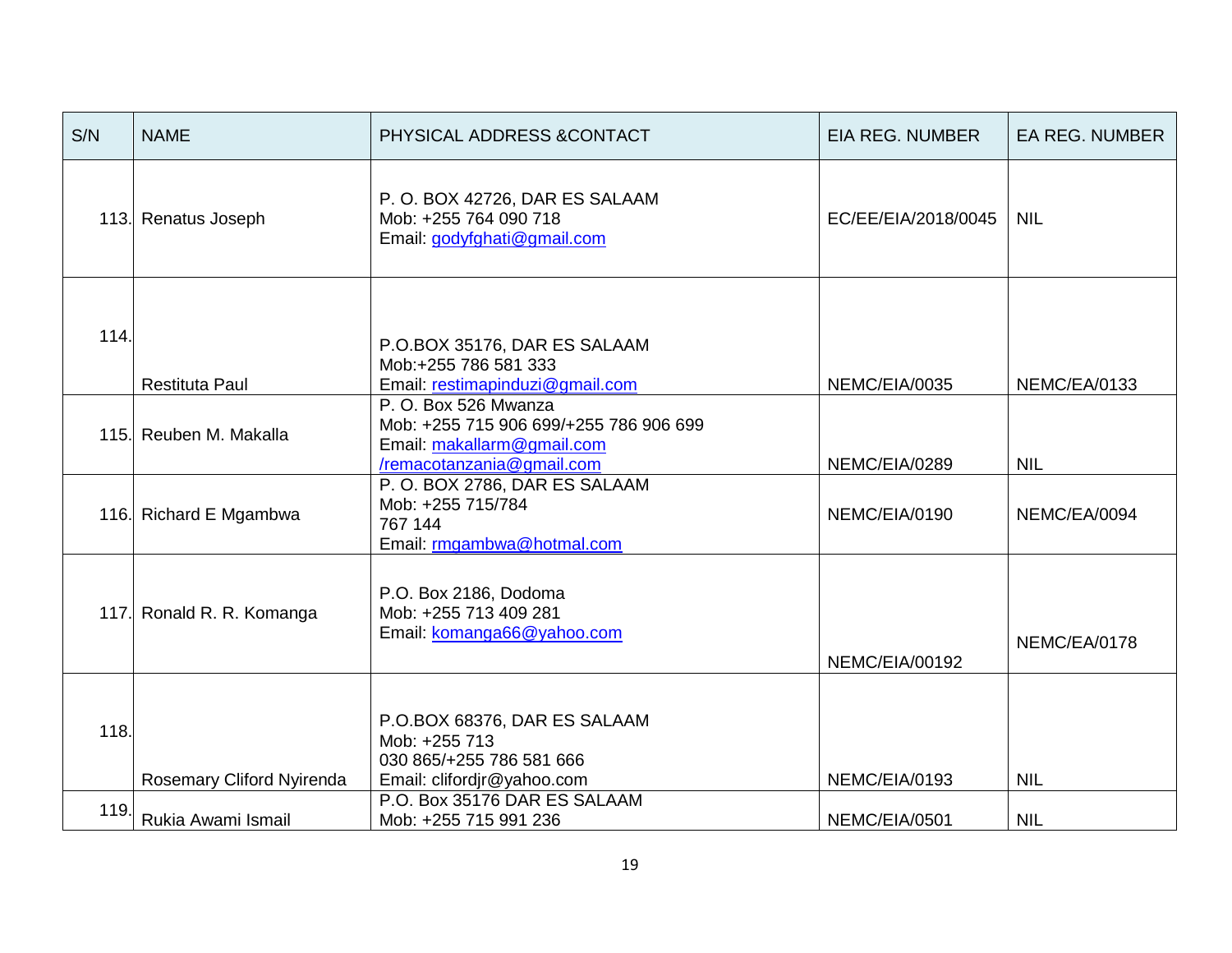| S/N | NAME | PHYSICAL ADDRESS &CONTACT | EIA REG. NUMBER | EA REG. NUMBER |
|---|---|---|---|---|
| 113. | Renatus Joseph | P. O. BOX 42726, DAR ES SALAAM<br>Mob: +255 764 090 718<br>Email: godyfghati@gmail.com | EC/EE/EIA/2018/0045 | NIL |
| 114. | Restituta Paul | P.O.BOX 35176, DAR ES SALAAM<br>Mob:+255 786 581 333<br>Email: restimapinduzi@gmail.com | NEMC/EIA/0035 | NEMC/EA/0133 |
| 115. | Reuben M. Makalla | P. O. Box 526 Mwanza<br>Mob: +255 715 906 699/+255 786 906 699<br>Email: makallarm@gmail.com<br>/remacotanzania@gmail.com | NEMC/EIA/0289 | NIL |
| 116. | Richard E Mgambwa | P. O. BOX 2786, DAR ES SALAAM<br>Mob: +255 715/784<br>767 144<br>Email: rmgambwa@hotmal.com | NEMC/EIA/0190 | NEMC/EA/0094 |
| 117. | Ronald R. R. Komanga | P.O. Box 2186, Dodoma<br>Mob: +255 713 409 281<br>Email: komanga66@yahoo.com | NEMC/EIA/00192 | NEMC/EA/0178 |
| 118. | Rosemary Cliford Nyirenda | P.O.BOX 68376, DAR ES SALAAM<br>Mob: +255 713<br>030 865/+255 786 581 666<br>Email: clifordjr@yahoo.com | NEMC/EIA/0193 | NIL |
| 119. | Rukia Awami Ismail | P.O. Box 35176 DAR ES SALAAM<br>Mob: +255 715 991 236 | NEMC/EIA/0501 | NIL |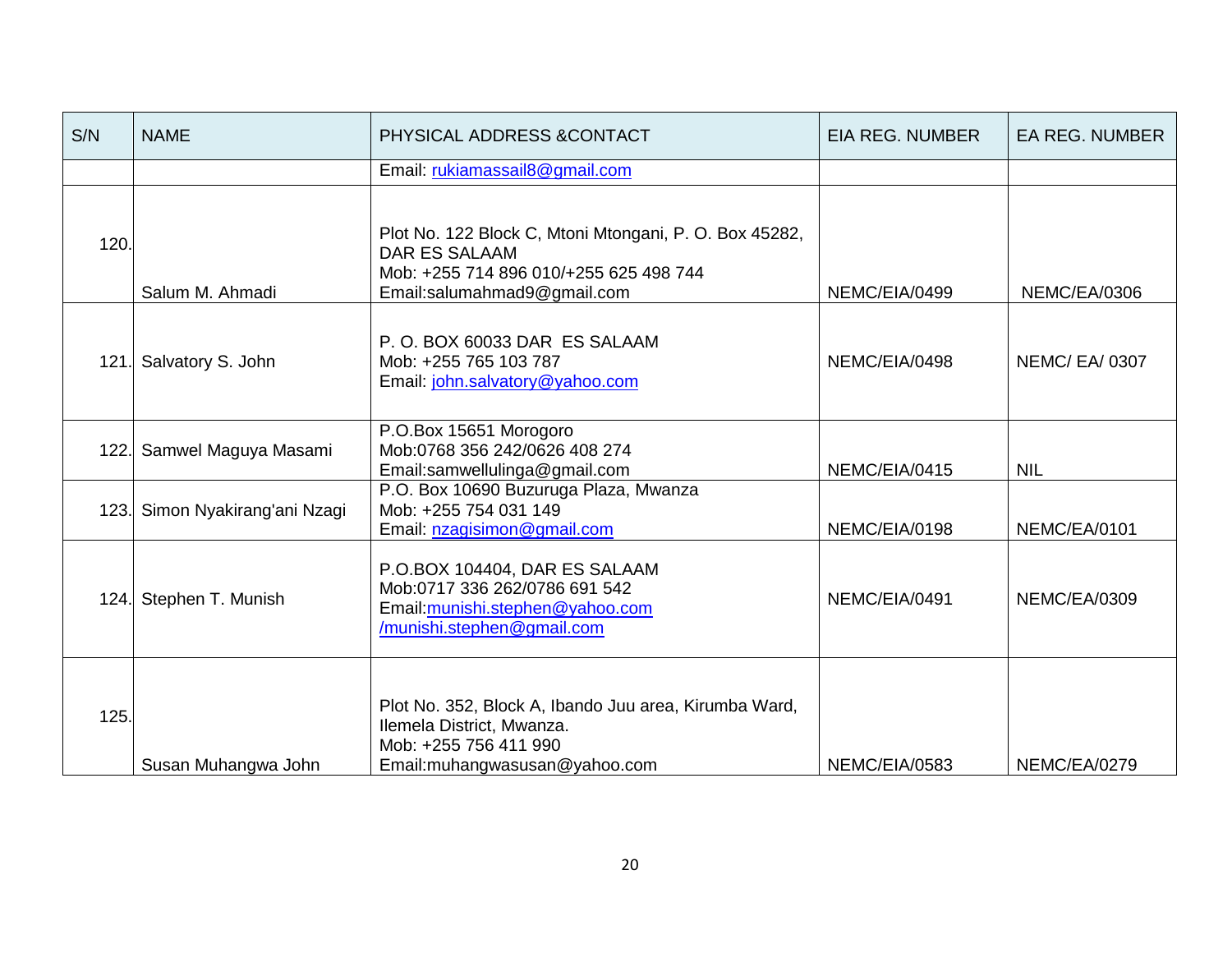| S/N | NAME | PHYSICAL ADDRESS &CONTACT | EIA REG. NUMBER | EA REG. NUMBER |
|---|---|---|---|---|
| | | Email: rukiamassail8@gmail.com | | |
| 120. | Salum M. Ahmadi | Plot No. 122 Block C, Mtoni Mtongani, P. O. Box 45282, DAR ES SALAAM<br>Mob: +255 714 896 010/+255 625 498 744<br>Email:salumahmad9@gmail.com | NEMC/EIA/0499 | NEMC/EA/0306 |
| 121. | Salvatory S. John | P. O. BOX 60033 DAR ES SALAAM<br>Mob: +255 765 103 787<br>Email: john.salvatory@yahoo.com | NEMC/EIA/0498 | NEMC/ EA/ 0307 |
| 122. | Samwel Maguya Masami | P.O.Box 15651 Morogoro<br>Mob:0768 356 242/0626 408 274<br>Email:samwellulinga@gmail.com | NEMC/EIA/0415 | NIL |
| 123. | Simon Nyakirang'ani Nzagi | P.O. Box 10690 Buzuruga Plaza, Mwanza<br>Mob: +255 754 031 149<br>Email: nzagisimon@gmail.com | NEMC/EIA/0198 | NEMC/EA/0101 |
| 124. | Stephen T. Munish | P.O.BOX 104404, DAR ES SALAAM<br>Mob:0717 336 262/0786 691 542<br>Email:munishi.stephen@yahoo.com /munishi.stephen@gmail.com | NEMC/EIA/0491 | NEMC/EA/0309 |
| 125. | Susan Muhangwa John | Plot No. 352, Block A, Ibando Juu area, Kirumba Ward, Ilemela District, Mwanza.<br>Mob: +255 756 411 990<br>Email:muhangwasusan@yahoo.com | NEMC/EIA/0583 | NEMC/EA/0279 |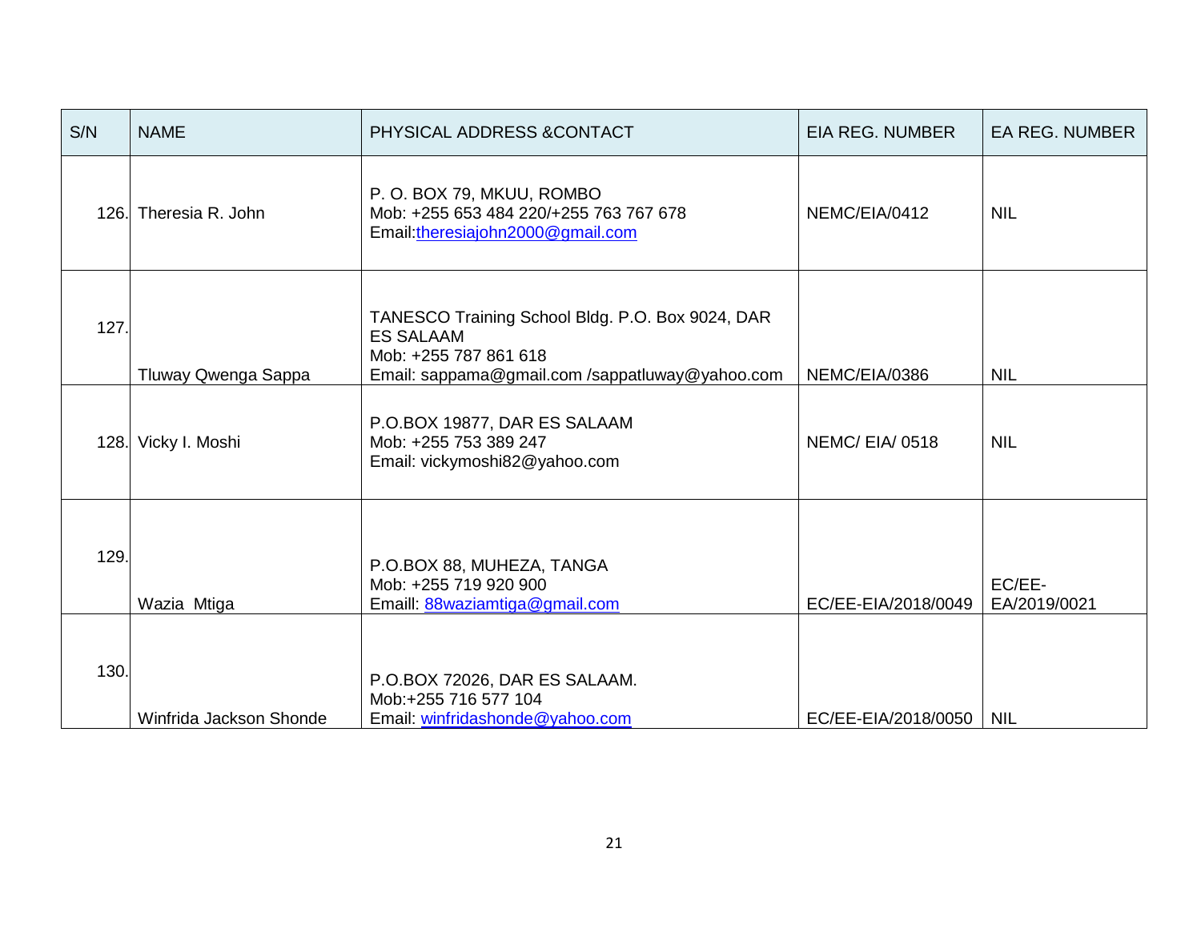| S/N | NAME | PHYSICAL ADDRESS &CONTACT | EIA REG. NUMBER | EA REG. NUMBER |
|---|---|---|---|---|
| 126. | Theresia R. John | P. O. BOX 79, MKUU, ROMBO<br>Mob: +255 653 484 220/+255 763 767 678<br>Email:theresiajohn2000@gmail.com | NEMC/EIA/0412 | NIL |
| 127. | Tluway Qwenga Sappa | TANESCO Training School Bldg. P.O. Box 9024, DAR ES SALAAM<br>Mob: +255 787 861 618<br>Email: sappama@gmail.com /sappatluway@yahoo.com | NEMC/EIA/0386 | NIL |
| 128. | Vicky I. Moshi | P.O.BOX 19877, DAR ES SALAAM<br>Mob: +255 753 389 247<br>Email: vickymoshi82@yahoo.com | NEMC/ EIA/ 0518 | NIL |
| 129. | Wazia Mtiga | P.O.BOX 88, MUHEZA, TANGA<br>Mob: +255 719 920 900<br>Emaill: 88waziamtiga@gmail.com | EC/EE-EIA/2018/0049 | EC/EE-EA/2019/0021 |
| 130. | Winfrida Jackson Shonde | P.O.BOX 72026, DAR ES SALAAM.<br>Mob:+255 716 577 104<br>Email: winfridashonde@yahoo.com | EC/EE-EIA/2018/0050 | NIL |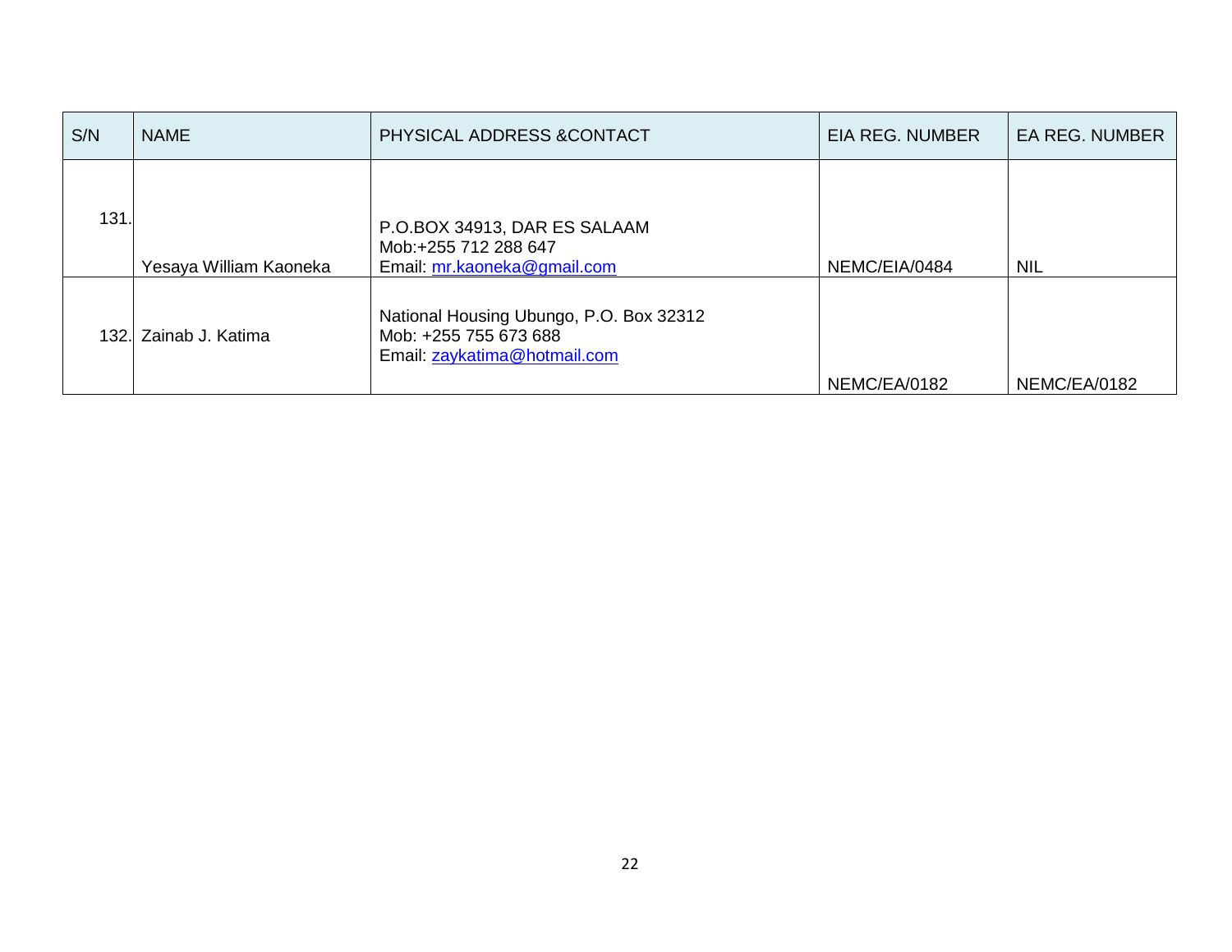| S/N | NAME | PHYSICAL ADDRESS &CONTACT | EIA REG. NUMBER | EA REG. NUMBER |
|---|---|---|---|---|
| 131. | Yesaya William Kaoneka | P.O.BOX 34913, DAR ES SALAAM<br>Mob:+255 712 288 647<br>Email: mr.kaoneka@gmail.com | NEMC/EIA/0484 | NIL |
| 132. | Zainab J. Katima | National Housing Ubungo, P.O. Box 32312<br>Mob: +255 755 673 688<br>Email: zaykatima@hotmail.com | NEMC/EA/0182 | NEMC/EA/0182 |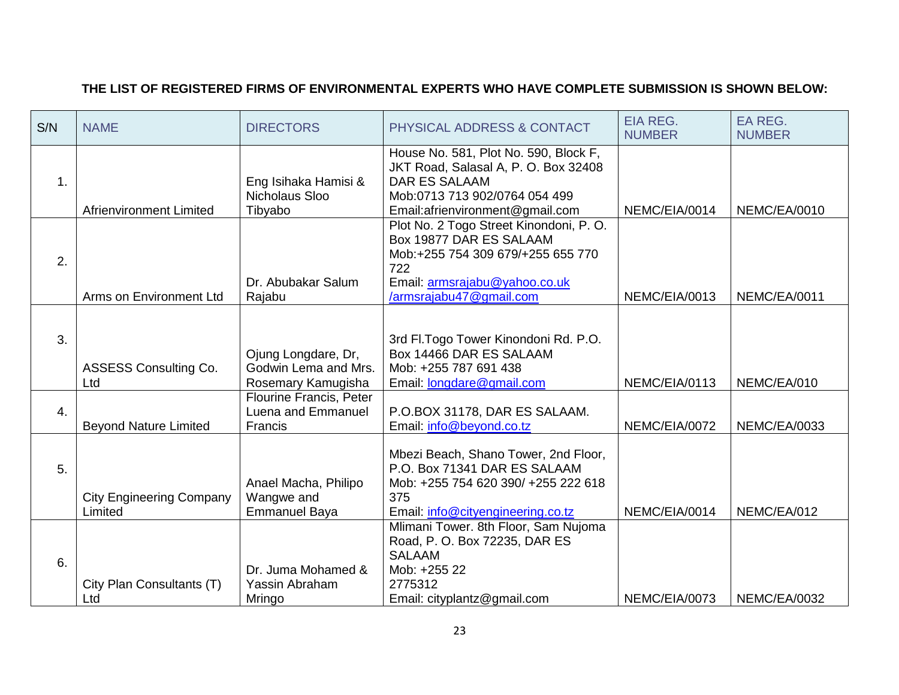**THE LIST OF REGISTERED FIRMS OF ENVIRONMENTAL EXPERTS WHO HAVE COMPLETE SUBMISSION IS SHOWN BELOW:**

| S/N | NAME | DIRECTORS | PHYSICAL ADDRESS & CONTACT | EIA REG. NUMBER | EA REG. NUMBER |
|---|---|---|---|---|---|
| 1. | Afrienvironment Limited | Eng Isihaka Hamisi & Nicholaus Sloo Tibyabo | House No. 581, Plot No. 590, Block F, JKT Road, Salasal A, P. O. Box 32408 DAR ES SALAAM Mob:0713 713 902/0764 054 499 Email:afrienvironment@gmail.com | NEMC/EIA/0014 | NEMC/EA/0010 |
| 2. | Arms on Environment Ltd | Dr. Abubakar Salum Rajabu | Plot No. 2 Togo Street Kinondoni, P. O. Box 19877 DAR ES SALAAM Mob:+255 754 309 679/+255 655 770 722 Email: armsrajabu@yahoo.co.uk /armsrajabu47@gmail.com | NEMC/EIA/0013 | NEMC/EA/0011 |
| 3. | ASSESS Consulting Co. Ltd | Ojung Longdare, Dr, Godwin Lema and Mrs. Rosemary Kamugisha | 3rd Fl.Togo Tower Kinondoni Rd. P.O. Box 14466 DAR ES SALAAM Mob: +255 787 691 438 Email: longdare@gmail.com | NEMC/EIA/0113 | NEMC/EA/010 |
| 4. | Beyond Nature Limited | Flourine Francis, Peter Luena and Emmanuel Francis | P.O.BOX 31178, DAR ES SALAAM. Email: info@beyond.co.tz | NEMC/EIA/0072 | NEMC/EA/0033 |
| 5. | City Engineering Company Limited | Anael Macha, Philipo Wangwe and Emmanuel Baya | Mbezi Beach, Shano Tower, 2nd Floor, P.O. Box 71341 DAR ES SALAAM Mob: +255 754 620 390/ +255 222 618 375 Email: info@cityengineering.co.tz | NEMC/EIA/0014 | NEMC/EA/012 |
| 6. | City Plan Consultants (T) Ltd | Dr. Juma Mohamed & Yassin Abraham Mringo | Mlimani Tower. 8th Floor, Sam Nujoma Road, P. O. Box 72235, DAR ES SALAAM Mob: +255 22 2775312 Email: cityplantz@gmail.com | NEMC/EIA/0073 | NEMC/EA/0032 |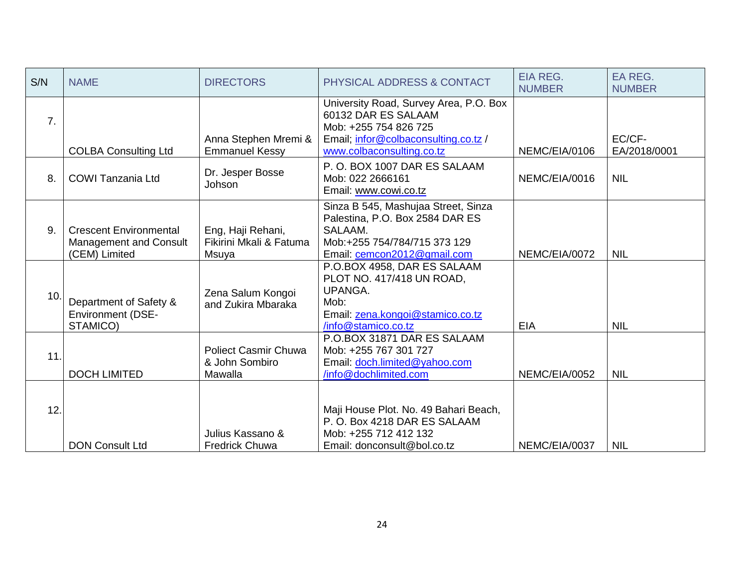| S/N | NAME | DIRECTORS | PHYSICAL ADDRESS & CONTACT | EIA REG. NUMBER | EA REG. NUMBER |
|---|---|---|---|---|---|
| 7. | COLBA Consulting Ltd | Anna Stephen Mremi & Emmanuel Kessy | University Road, Survey Area, P.O. Box 60132 DAR ES SALAAM<br>Mob: +255 754 826 725<br>Email; infor@colbaconsulting.co.tz / www.colbaconsulting.co.tz | NEMC/EIA/0106 | EC/CF-EA/2018/0001 |
| 8. | COWI Tanzania Ltd | Dr. Jesper Bosse Johson | P. O. BOX 1007 DAR ES SALAAM<br>Mob: 022 2666161<br>Email: www.cowi.co.tz | NEMC/EIA/0016 | NIL |
| 9. | Crescent Environmental Management and Consult (CEM) Limited | Eng, Haji Rehani, Fikirini Mkali & Fatuma Msuya | Sinza B 545, Mashujaa Street, Sinza Palestina, P.O. Box 2584 DAR ES SALAAM.<br>Mob:+255 754/784/715 373 129<br>Email: cemcon2012@gmail.com | NEMC/EIA/0072 | NIL |
| 10. | Department of Safety & Environment (DSE-STAMICO) | Zena Salum Kongoi and Zukira Mbaraka | P.O.BOX 4958, DAR ES SALAAM<br>PLOT NO. 417/418 UN ROAD, UPANGA.<br>Mob:<br>Email: zena.kongoi@stamico.co.tz /info@stamico.co.tz | EIA | NIL |
| 11. | DOCH LIMITED | Poliect Casmir Chuwa & John Sombiro Mawalla | P.O.BOX 31871 DAR ES SALAAM<br>Mob: +255 767 301 727<br>Email: doch.limited@yahoo.com /info@dochlimited.com | NEMC/EIA/0052 | NIL |
| 12. | DON Consult Ltd | Julius Kassano & Fredrick Chuwa | Maji House Plot. No. 49 Bahari Beach, P. O. Box 4218 DAR ES SALAAM<br>Mob: +255 712 412 132<br>Email: donconsult@bol.co.tz | NEMC/EIA/0037 | NIL |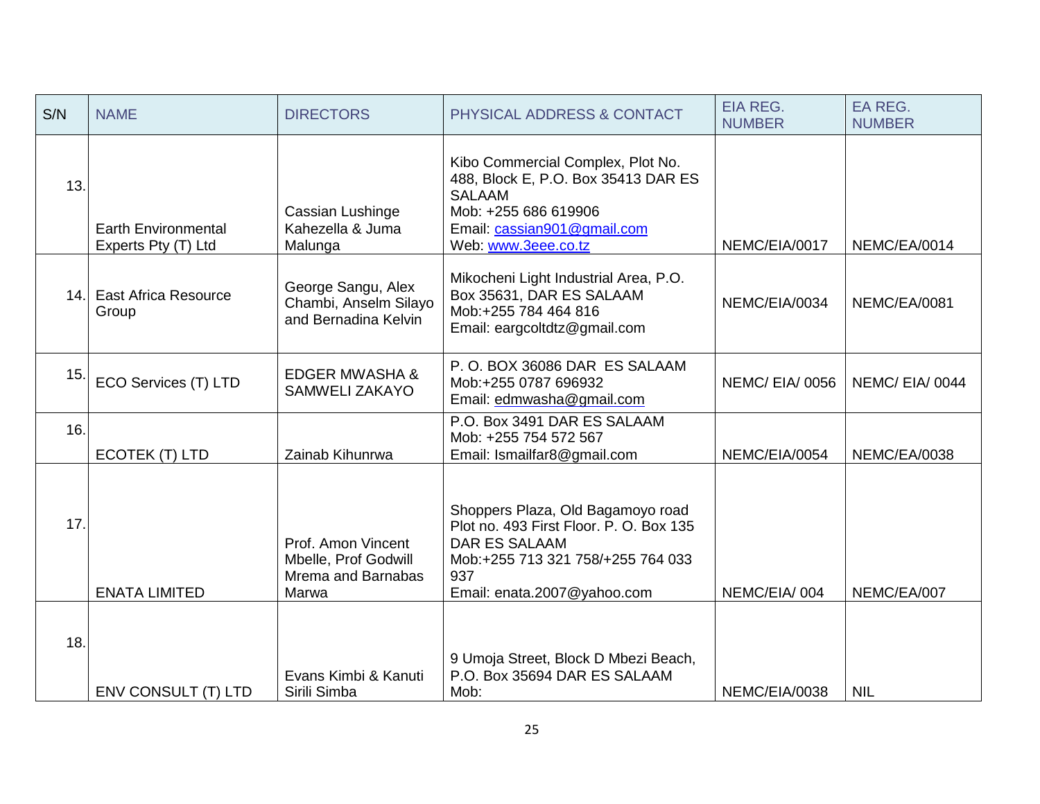| S/N | NAME | DIRECTORS | PHYSICAL ADDRESS & CONTACT | EIA REG. NUMBER | EA REG. NUMBER |
|---|---|---|---|---|---|
| 13. | Earth Environmental Experts Pty (T) Ltd | Cassian Lushinge Kahezella & Juma Malunga | Kibo Commercial Complex, Plot No. 488, Block E, P.O. Box 35413 DAR ES SALAAM<br>Mob: +255 686 619906<br>Email: cassian901@gmail.com<br>Web: www.3eee.co.tz | NEMC/EIA/0017 | NEMC/EA/0014 |
| 14. | East Africa Resource Group | George Sangu, Alex Chambi, Anselm Silayo and Bernadina Kelvin | Mikocheni Light Industrial Area, P.O. Box 35631, DAR ES SALAAM<br>Mob:+255 784 464 816<br>Email: eargcoltdtz@gmail.com | NEMC/EIA/0034 | NEMC/EA/0081 |
| 15. | ECO Services (T) LTD | EDGER MWASHA & SAMWELI ZAKAYO | P. O. BOX 36086 DAR ES SALAAM<br>Mob:+255 0787 696932<br>Email: edmwasha@gmail.com | NEMC/ EIA/ 0056 | NEMC/ EIA/ 0044 |
| 16. | ECOTEK (T) LTD | Zainab Kihunrwa | P.O. Box 3491 DAR ES SALAAM<br>Mob: +255 754 572 567<br>Email: Ismailfar8@gmail.com | NEMC/EIA/0054 | NEMC/EA/0038 |
| 17. | ENATA LIMITED | Prof. Amon Vincent Mbelle, Prof Godwill Mrema and Barnabas Marwa | Shoppers Plaza, Old Bagamoyo road Plot no. 493 First Floor. P. O. Box 135 DAR ES SALAAM<br>Mob:+255 713 321 758/+255 764 033 937<br>Email: enata.2007@yahoo.com | NEMC/EIA/ 004 | NEMC/EA/007 |
| 18. | ENV CONSULT (T) LTD | Evans Kimbi & Kanuti Sirili Simba | 9 Umoja Street, Block D Mbezi Beach, P.O. Box 35694 DAR ES SALAAM<br>Mob: | NEMC/EIA/0038 | NIL |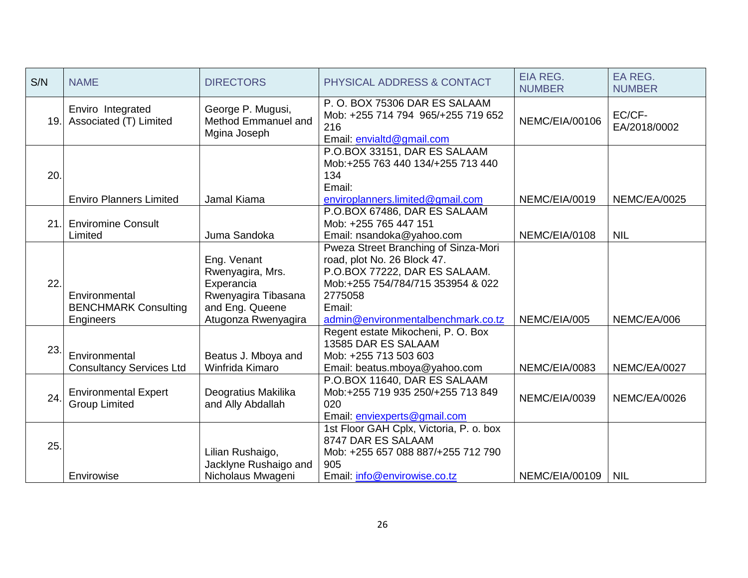| S/N | NAME | DIRECTORS | PHYSICAL ADDRESS & CONTACT | EIA REG. NUMBER | EA REG. NUMBER |
|---|---|---|---|---|---|
| 19. | Enviro Integrated Associated (T) Limited | George P. Mugusi, Method Emmanuel and Mgina Joseph | P. O. BOX 75306 DAR ES SALAAM Mob: +255 714 794 965/+255 719 652 216 Email: envialtd@gmail.com | NEMC/EIA/00106 | EC/CF-EA/2018/0002 |
| 20. | Enviro Planners Limited | Jamal Kiama | P.O.BOX 33151, DAR ES SALAAM Mob:+255 763 440 134/+255 713 440 134 Email: enviroplanners.limited@gmail.com | NEMC/EIA/0019 | NEMC/EA/0025 |
| 21. | Enviromine Consult Limited | Juma Sandoka | P.O.BOX 67486, DAR ES SALAAM Mob: +255 765 447 151 Email: nsandoka@yahoo.com | NEMC/EIA/0108 | NIL |
| 22. | Environmental BENCHMARK Consulting Engineers | Eng. Venant Rwenyagira, Mrs. Experancia Rwenyagira Tibasana and Eng. Queene Atugonza Rwenyagira | Pweza Street Branching of Sinza-Mori road, plot No. 26 Block 47. P.O.BOX 77222, DAR ES SALAAM. Mob:+255 754/784/715 353954 & 022 2775058 Email: admin@environmentalbenchmark.co.tz | NEMC/EIA/005 | NEMC/EA/006 |
| 23. | Environmental Consultancy Services Ltd | Beatus J. Mboya and Winfrida Kimaro | Regent estate Mikocheni, P. O. Box 13585 DAR ES SALAAM Mob: +255 713 503 603 Email: beatus.mboya@yahoo.com | NEMC/EIA/0083 | NEMC/EA/0027 |
| 24. | Environmental Expert Group Limited | Deogratius Makilika and Ally Abdallah | P.O.BOX 11640, DAR ES SALAAM Mob:+255 719 935 250/+255 713 849 020 Email: enviexperts@gmail.com | NEMC/EIA/0039 | NEMC/EA/0026 |
| 25. | Envirowise | Lilian Rushaigo, Jacklyne Rushaigo and Nicholaus Mwageni | 1st Floor GAH Cplx, Victoria, P. o. box 8747 DAR ES SALAAM Mob: +255 657 088 887/+255 712 790 905 Email: info@envirowise.co.tz | NEMC/EIA/00109 | NIL |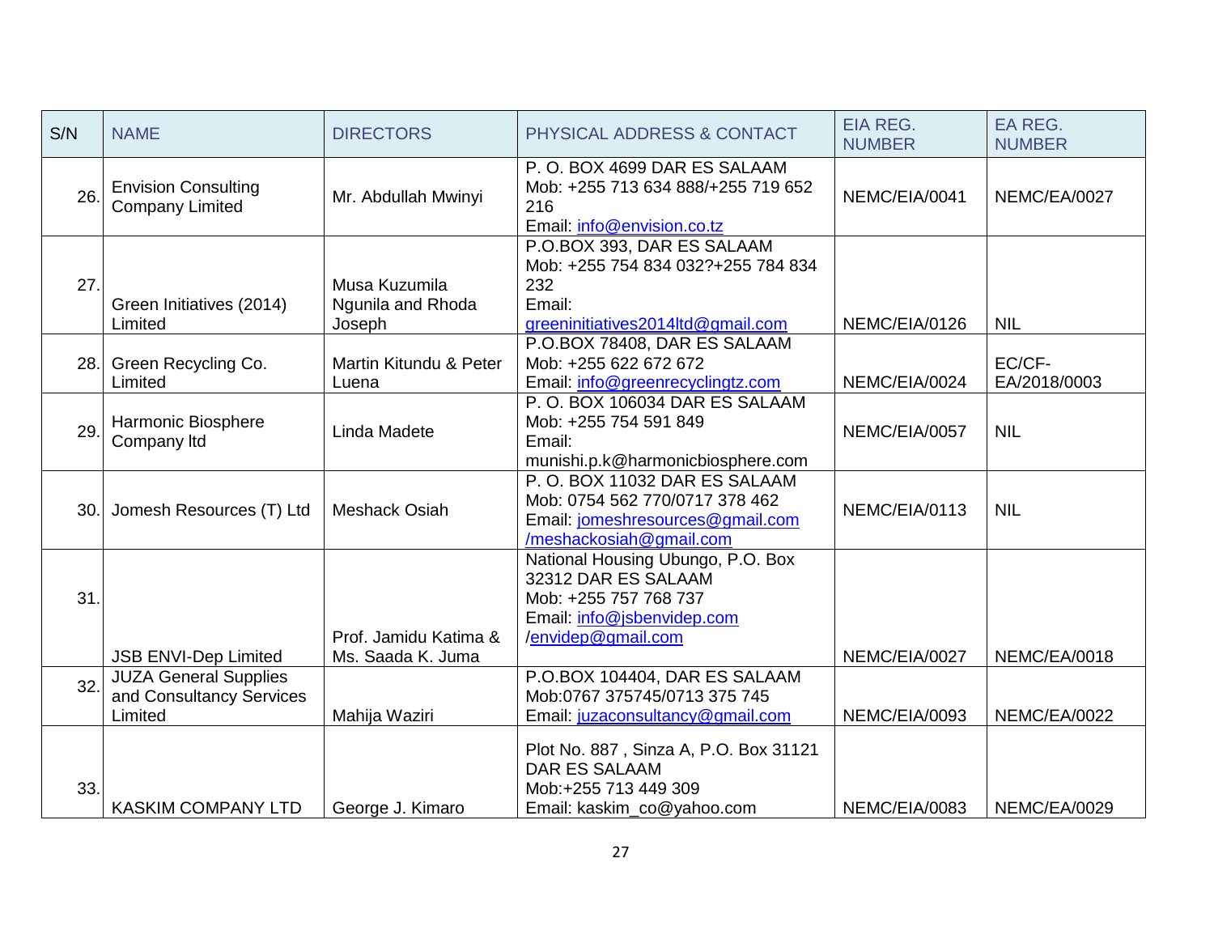| S/N | NAME | DIRECTORS | PHYSICAL ADDRESS & CONTACT | EIA REG. NUMBER | EA REG. NUMBER |
|---|---|---|---|---|---|
| 26. | Envision Consulting Company Limited | Mr. Abdullah Mwinyi | P. O. BOX 4699 DAR ES SALAAM Mob: +255 713 634 888/+255 719 652 216 Email: info@envision.co.tz | NEMC/EIA/0041 | NEMC/EA/0027 |
| 27. | Green Initiatives (2014) Limited | Musa Kuzumila Ngunila and Rhoda Joseph | P.O.BOX 393, DAR ES SALAAM Mob: +255 754 834 032?+255 784 834 232 Email: greeninitiatives2014ltd@gmail.com | NEMC/EIA/0126 | NIL |
| 28. | Green Recycling Co. Limited | Martin Kitundu & Peter Luena | P.O.BOX 78408, DAR ES SALAAM Mob: +255 622 672 672 Email: info@greenrecyclingtz.com | NEMC/EIA/0024 | EC/CF-EA/2018/0003 |
| 29. | Harmonic Biosphere Company ltd | Linda Madete | P. O. BOX 106034 DAR ES SALAAM Mob: +255 754 591 849 Email: munishi.p.k@harmonicbiosphere.com | NEMC/EIA/0057 | NIL |
| 30. | Jomesh Resources (T) Ltd | Meshack Osiah | P. O. BOX 11032 DAR ES SALAAM Mob: 0754 562 770/0717 378 462 Email: jomeshresources@gmail.com /meshackosiah@gmail.com | NEMC/EIA/0113 | NIL |
| 31. | JSB ENVI-Dep Limited | Prof. Jamidu Katima & Ms. Saada K. Juma | National Housing Ubungo, P.O. Box 32312 DAR ES SALAAM Mob: +255 757 768 737 Email: info@jsbenvidep.com /envidep@gmail.com | NEMC/EIA/0027 | NEMC/EA/0018 |
| 32. | JUZA General Supplies and Consultancy Services Limited | Mahija Waziri | P.O.BOX 104404, DAR ES SALAAM Mob:0767 375745/0713 375 745 Email: juzaconsultancy@gmail.com | NEMC/EIA/0093 | NEMC/EA/0022 |
| 33. | KASKIM COMPANY LTD | George J. Kimaro | Plot No. 887 , Sinza A, P.O. Box 31121 DAR ES SALAAM Mob:+255 713 449 309 Email: kaskim_co@yahoo.com | NEMC/EIA/0083 | NEMC/EA/0029 |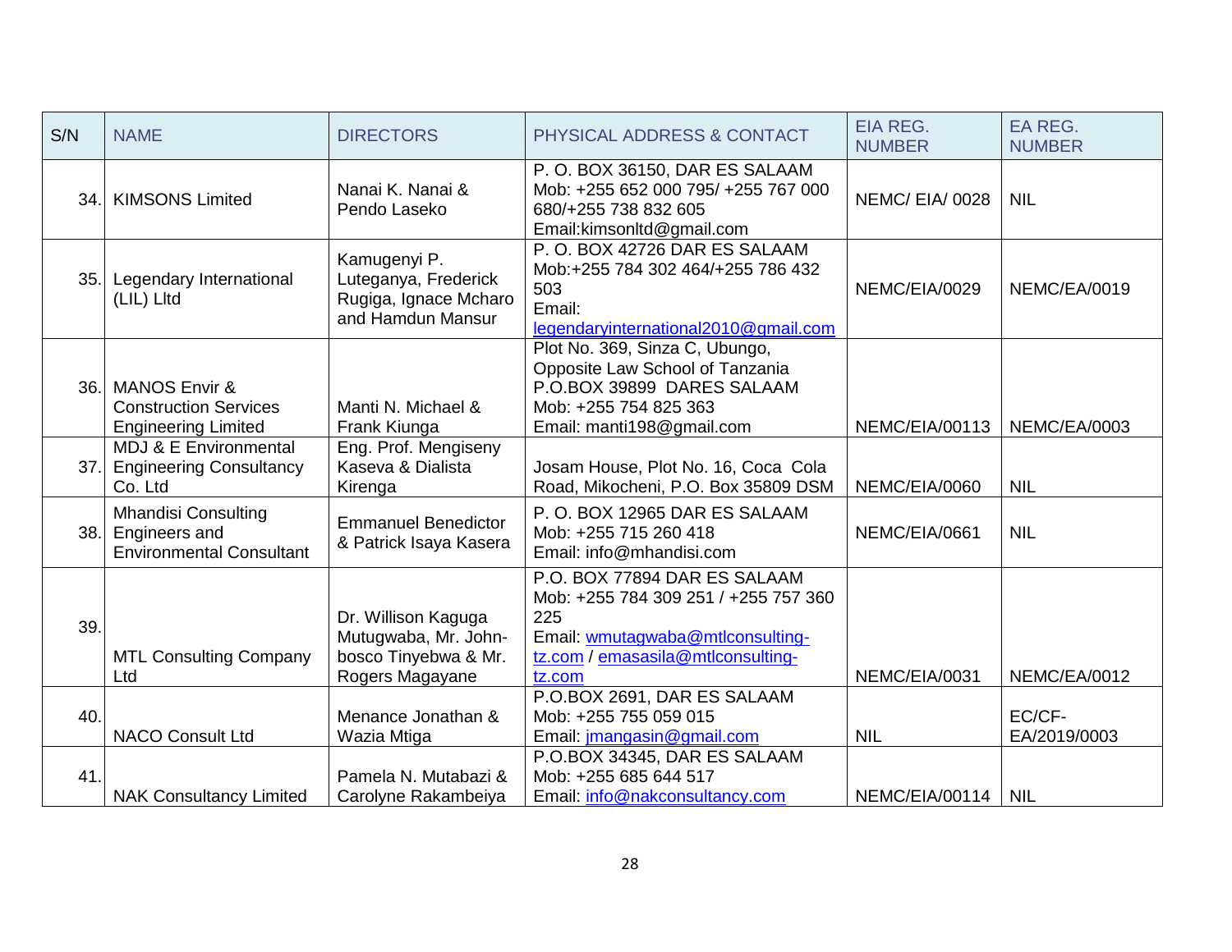| S/N | NAME | DIRECTORS | PHYSICAL ADDRESS & CONTACT | EIA REG. NUMBER | EA REG. NUMBER |
|---|---|---|---|---|---|
| 34. | KIMSONS Limited | Nanai K. Nanai & Pendo Laseko | P. O. BOX 36150, DAR ES SALAAM Mob: +255 652 000 795/ +255 767 000 680/+255 738 832 605 Email:kimsonltd@gmail.com | NEMC/ EIA/ 0028 | NIL |
| 35. | Legendary International (LIL) Lltd | Kamugenyi P. Luteganya, Frederick Rugiga, Ignace Mcharo and Hamdun Mansur | P. O. BOX 42726 DAR ES SALAAM Mob:+255 784 302 464/+255 786 432 503 Email: legendaryinternational2010@gmail.com | NEMC/EIA/0029 | NEMC/EA/0019 |
| 36. | MANOS Envir & Construction Services Engineering Limited | Manti N. Michael & Frank Kiunga | Plot No. 369, Sinza C, Ubungo, Opposite Law School of Tanzania P.O.BOX 39899 DARES SALAAM Mob: +255 754 825 363 Email: manti198@gmail.com | NEMC/EIA/00113 | NEMC/EA/0003 |
| 37. | MDJ & E Environmental Engineering Consultancy Co. Ltd | Eng. Prof. Mengiseny Kaseva & Dialista Kirenga | Josam House, Plot No. 16, Coca Cola Road, Mikocheni, P.O. Box 35809 DSM | NEMC/EIA/0060 | NIL |
| 38. | Mhandisi Consulting Engineers and Environmental Consultant | Emmanuel Benedictor & Patrick Isaya Kasera | P. O. BOX 12965 DAR ES SALAAM Mob: +255 715 260 418 Email: info@mhandisi.com | NEMC/EIA/0661 | NIL |
| 39. | MTL Consulting Company Ltd | Dr. Willison Kaguga Mutugwaba, Mr. John-bosco Tinyebwa & Mr. Rogers Magayane | P.O. BOX 77894 DAR ES SALAAM Mob: +255 784 309 251 / +255 757 360 225 Email: wmutagwaba@mtlconsulting-tz.com / emasasila@mtlconsulting-tz.com | NEMC/EIA/0031 | NEMC/EA/0012 |
| 40. | NACO Consult Ltd | Menance Jonathan & Wazia Mtiga | P.O.BOX 2691, DAR ES SALAAM Mob: +255 755 059 015 Email: jmangasin@gmail.com | NIL | EC/CF-EA/2019/0003 |
| 41. | NAK Consultancy Limited | Pamela N. Mutabazi & Carolyne Rakambeiya | P.O.BOX 34345, DAR ES SALAAM Mob: +255 685 644 517 Email: info@nakconsultancy.com | NEMC/EIA/00114 | NIL |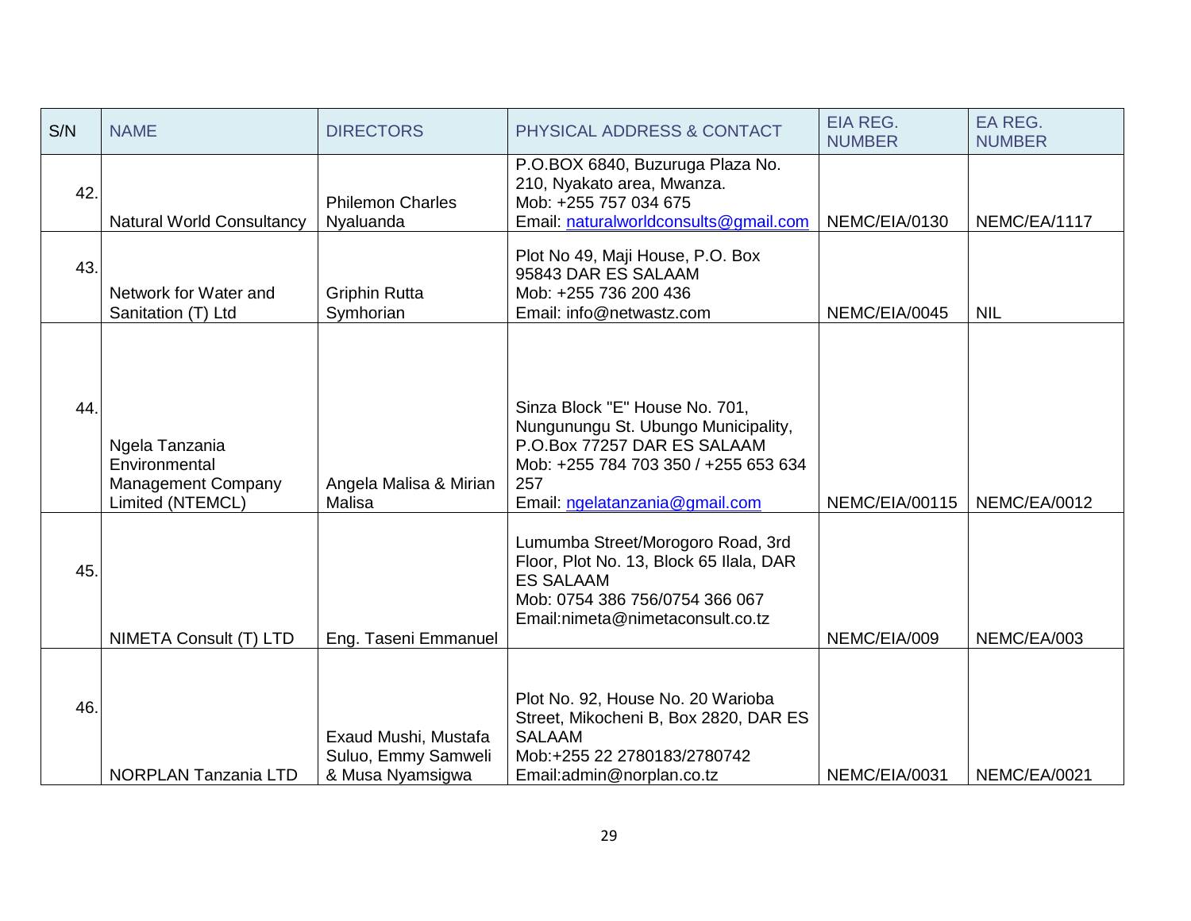| S/N | NAME | DIRECTORS | PHYSICAL ADDRESS & CONTACT | EIA REG. NUMBER | EA REG. NUMBER |
|---|---|---|---|---|---|
| 42. | Natural World Consultancy | Philemon Charles Nyaluanda | P.O.BOX 6840, Buzuruga Plaza No. 210, Nyakato area, Mwanza.<br>Mob: +255 757 034 675<br>Email: naturalworldconsults@gmail.com | NEMC/EIA/0130 | NEMC/EA/1117 |
| 43. | Network for Water and Sanitation (T) Ltd | Griphin Rutta Symhorian | Plot No 49, Maji House, P.O. Box 95843 DAR ES SALAAM<br>Mob: +255 736 200 436<br>Email: info@netwastz.com | NEMC/EIA/0045 | NIL |
| 44. | Ngela Tanzania Environmental Management Company Limited (NTEMCL) | Angela Malisa & Mirian Malisa | Sinza Block "E" House No. 701, Nungunungu St. Ubungo Municipality, P.O.Box 77257 DAR ES SALAAM<br>Mob: +255 784 703 350 / +255 653 634 257<br>Email: ngelatanzania@gmail.com | NEMC/EIA/00115 | NEMC/EA/0012 |
| 45. | NIMETA Consult (T) LTD | Eng. Taseni Emmanuel | Lumumba Street/Morogoro Road, 3rd Floor, Plot No. 13, Block 65 Ilala, DAR ES SALAAM<br>Mob: 0754 386 756/0754 366 067<br>Email:nimeta@nimetaconsult.co.tz | NEMC/EIA/009 | NEMC/EA/003 |
| 46. | NORPLAN Tanzania LTD | Exaud Mushi, Mustafa Suluo, Emmy Samweli & Musa Nyamsigwa | Plot No. 92, House No. 20 Warioba Street, Mikocheni B, Box 2820, DAR ES SALAAM<br>Mob:+255 22 2780183/2780742<br>Email:admin@norplan.co.tz | NEMC/EIA/0031 | NEMC/EA/0021 |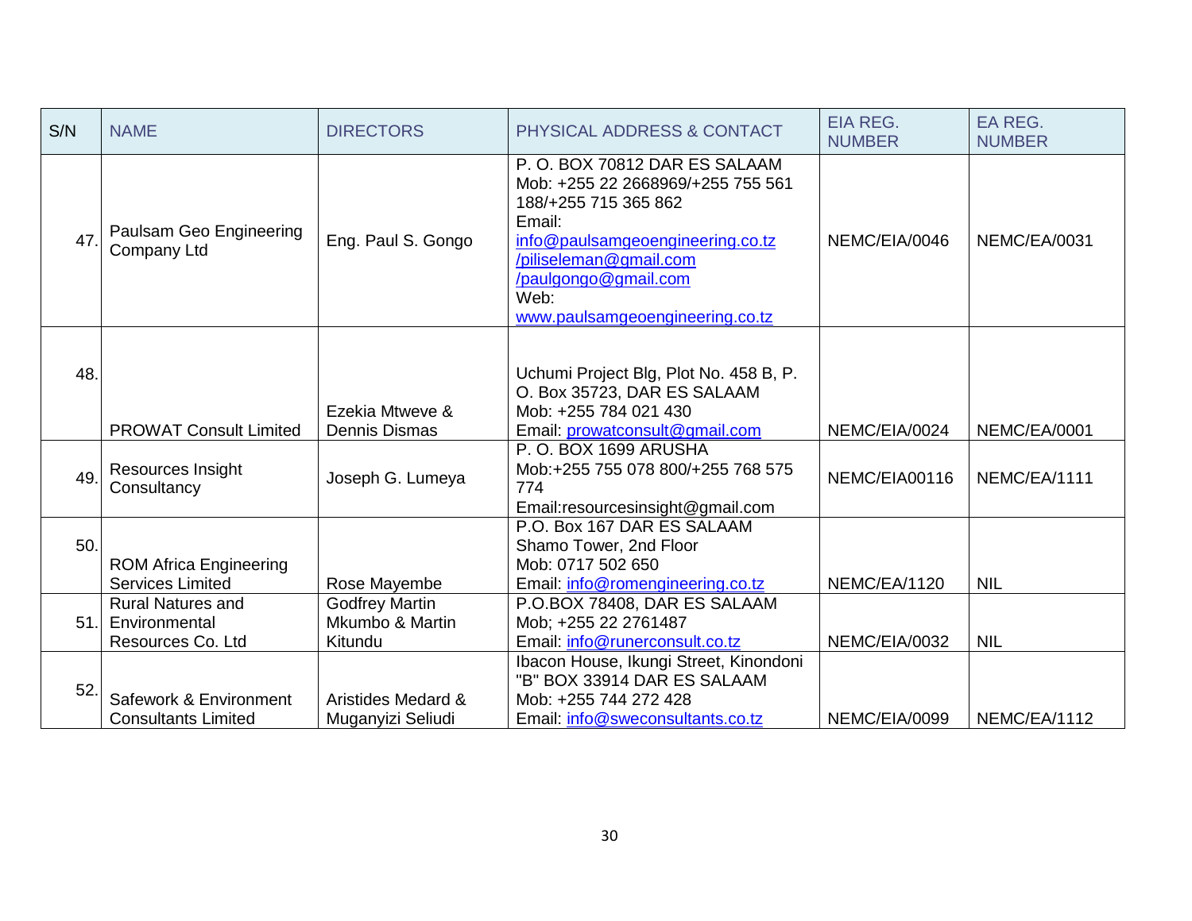| S/N | NAME | DIRECTORS | PHYSICAL ADDRESS & CONTACT | EIA REG. NUMBER | EA REG. NUMBER |
|---|---|---|---|---|---|
| 47. | Paulsam Geo Engineering Company Ltd | Eng. Paul S. Gongo | P. O. BOX 70812 DAR ES SALAAM Mob: +255 22 2668969/+255 755 561 188/+255 715 365 862 Email: info@paulsamgeoengineering.co.tz /piliseleman@gmail.com /paulgongo@gmail.com Web: www.paulsamgeoengineering.co.tz | NEMC/EIA/0046 | NEMC/EA/0031 |
| 48. | PROWAT Consult Limited | Ezekia Mtweve & Dennis Dismas | Uchumi Project Blg, Plot No. 458 B, P. O. Box 35723, DAR ES SALAAM Mob: +255 784 021 430 Email: prowatconsult@gmail.com | NEMC/EIA/0024 | NEMC/EA/0001 |
| 49. | Resources Insight Consultancy | Joseph G. Lumeya | P. O. BOX 1699 ARUSHA Mob:+255 755 078 800/+255 768 575 774 Email:resourcesinsight@gmail.com | NEMC/EIA00116 | NEMC/EA/1111 |
| 50. | ROM Africa Engineering Services Limited | Rose Mayembe | P.O. Box 167 DAR ES SALAAM Shamo Tower, 2nd Floor Mob: 0717 502 650 Email: info@romengineering.co.tz | NEMC/EA/1120 | NIL |
| 51. | Rural Natures and Environmental Resources Co. Ltd | Godfrey Martin Mkumbo & Martin Kitundu | P.O.BOX 78408, DAR ES SALAAM Mob; +255 22 2761487 Email: info@runerconsult.co.tz | NEMC/EIA/0032 | NIL |
| 52. | Safework & Environment Consultants Limited | Aristides Medard & Muganyizi Seliudi | Ibacon House, Ikungi Street, Kinondoni "B" BOX 33914 DAR ES SALAAM Mob: +255 744 272 428 Email: info@sweconsultants.co.tz | NEMC/EIA/0099 | NEMC/EA/1112 |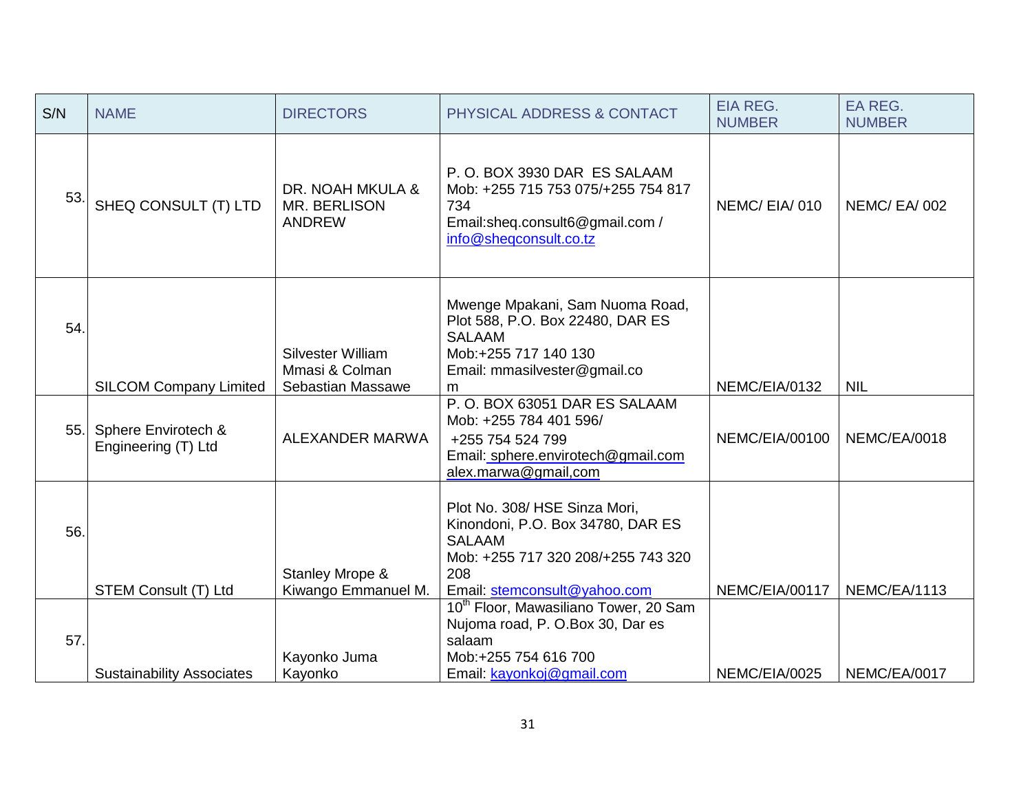| S/N | NAME | DIRECTORS | PHYSICAL ADDRESS & CONTACT | EIA REG. NUMBER | EA REG. NUMBER |
|---|---|---|---|---|---|
| 53. | SHEQ CONSULT (T) LTD | DR. NOAH MKULA & MR. BERLISON ANDREW | P. O. BOX 3930 DAR ES SALAAM<br>Mob: +255 715 753 075/+255 754 817 734<br>Email:sheq.consult6@gmail.com / info@sheqconsult.co.tz | NEMC/ EIA/ 010 | NEMC/ EA/ 002 |
| 54. | SILCOM Company Limited | Silvester William Mmasi & Colman Sebastian Massawe | Mwenge Mpakani, Sam Nuoma Road, Plot 588, P.O. Box 22480, DAR ES SALAAM<br>Mob:+255 717 140 130<br>Email: mmasilvester@gmail.co m | NEMC/EIA/0132 | NIL |
| 55. | Sphere Envirotech & Engineering (T) Ltd | ALEXANDER MARWA | P. O. BOX 63051 DAR ES SALAAM<br>Mob: +255 784 401 596/<br>+255 754 524 799<br>Email: sphere.envirotech@gmail.com alex.marwa@gmail,com | NEMC/EIA/00100 | NEMC/EA/0018 |
| 56. | STEM Consult (T) Ltd | Stanley Mrope & Kiwango Emmanuel M. | Plot No. 308/ HSE Sinza Mori, Kinondoni, P.O. Box 34780, DAR ES SALAAM<br>Mob: +255 717 320 208/+255 743 320 208<br>Email: stemconsult@yahoo.com | NEMC/EIA/00117 | NEMC/EA/1113 |
| 57. | Sustainability Associates | Kayonko Juma Kayonko | 10th Floor, Mawasiliano Tower, 20 Sam Nujoma road, P. O.Box 30, Dar es salaam<br>Mob:+255 754 616 700<br>Email: kayonkoj@gmail.com | NEMC/EIA/0025 | NEMC/EA/0017 |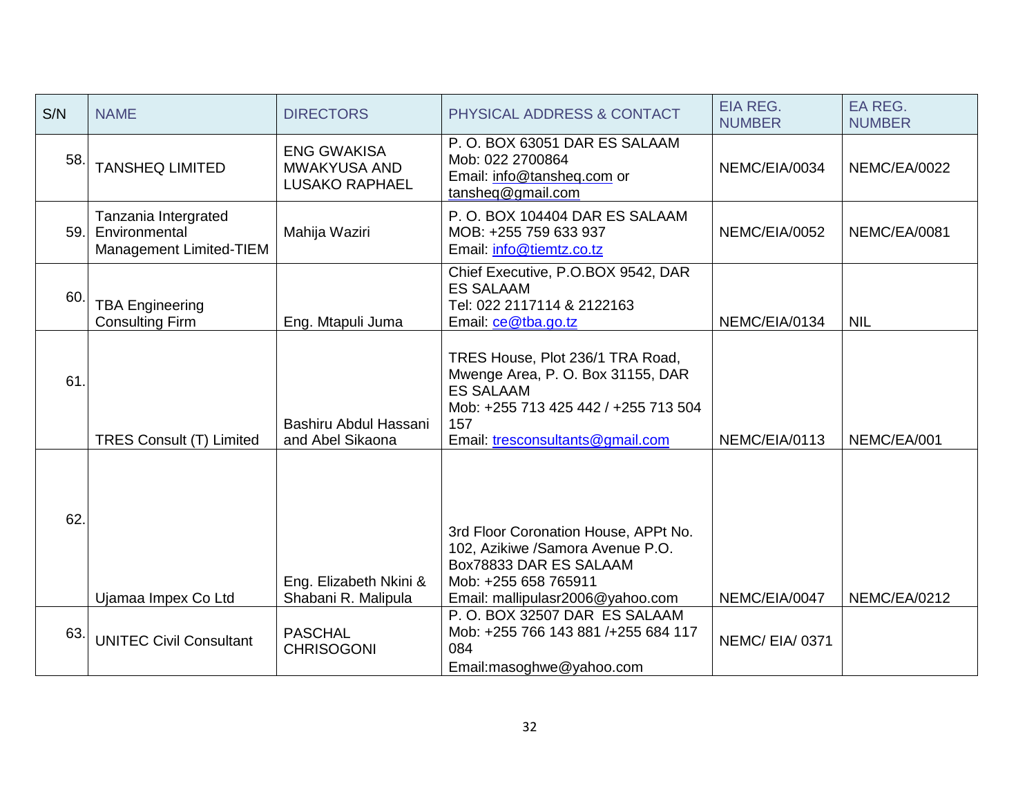| S/N | NAME | DIRECTORS | PHYSICAL ADDRESS & CONTACT | EIA REG. NUMBER | EA REG. NUMBER |
|---|---|---|---|---|---|
| 58. | TANSHEQ LIMITED | ENG GWAKISA MWAKYUSA AND LUSAKO RAPHAEL | P. O. BOX 63051 DAR ES SALAAM<br>Mob: 022 2700864<br>Email: info@tansheq.com or tansheq@gmail.com | NEMC/EIA/0034 | NEMC/EA/0022 |
| 59. | Tanzania Intergrated Environmental Management Limited-TIEM | Mahija Waziri | P. O. BOX 104404 DAR ES SALAAM<br>MOB: +255 759 633 937<br>Email: info@tiemtz.co.tz | NEMC/EIA/0052 | NEMC/EA/0081 |
| 60. | TBA Engineering Consulting Firm | Eng. Mtapuli Juma | Chief Executive, P.O.BOX 9542, DAR ES SALAAM<br>Tel: 022 2117114 & 2122163<br>Email: ce@tba.go.tz | NEMC/EIA/0134 | NIL |
| 61. | TRES Consult (T) Limited | Bashiru Abdul Hassani and Abel Sikaona | TRES House, Plot 236/1 TRA Road, Mwenge Area, P. O. Box 31155, DAR ES SALAAM<br>Mob: +255 713 425 442 / +255 713 504 157<br>Email: tresconsultants@gmail.com | NEMC/EIA/0113 | NEMC/EA/001 |
| 62. | Ujamaa Impex Co Ltd | Eng. Elizabeth Nkini & Shabani R. Malipula | 3rd Floor Coronation House, APPt No. 102, Azikiwe /Samora Avenue P.O. Box78833 DAR ES SALAAM<br>Mob: +255 658 765911<br>Email: mallipulasr2006@yahoo.com | NEMC/EIA/0047 | NEMC/EA/0212 |
| 63. | UNITEC Civil Consultant | PASCHAL CHRISOGONI | P. O. BOX 32507 DAR ES SALAAM<br>Mob: +255 766 143 881 /+255 684 117 084<br>Email:masoghwe@yahoo.com | NEMC/ EIA/ 0371 | |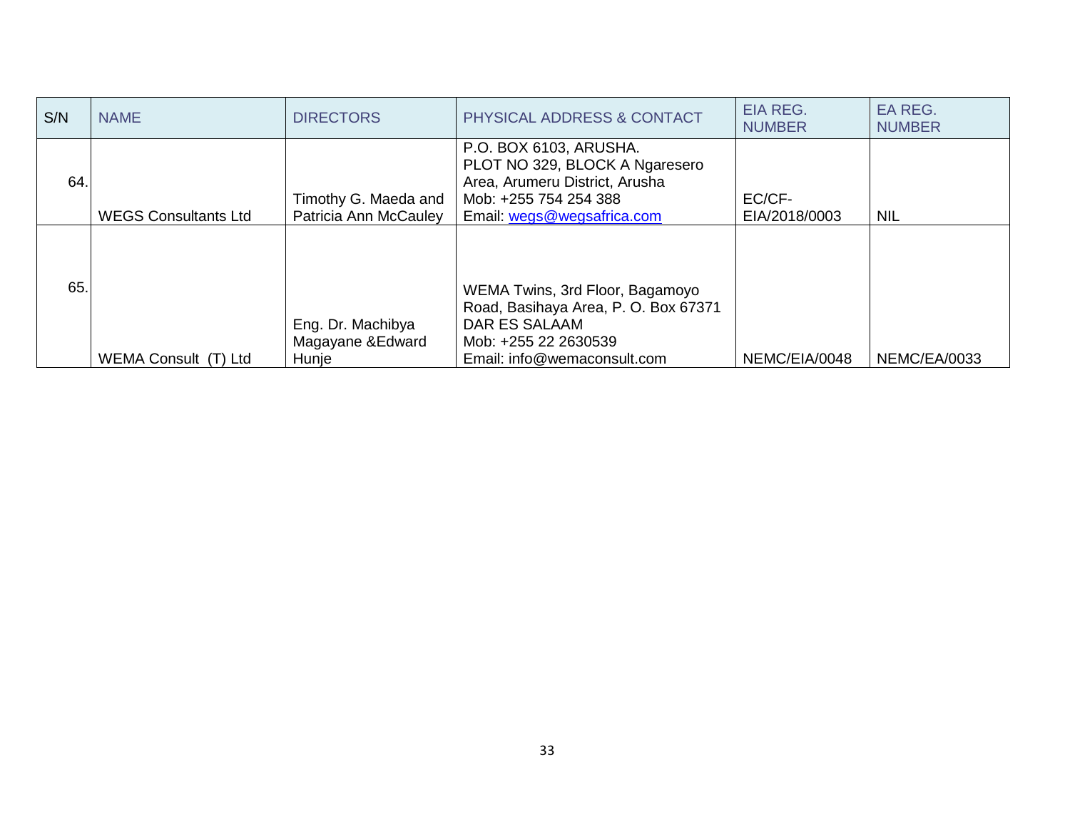| S/N | NAME | DIRECTORS | PHYSICAL ADDRESS & CONTACT | EIA REG. NUMBER | EA REG. NUMBER |
|---|---|---|---|---|---|
| 64. | WEGS Consultants Ltd | Timothy G. Maeda and Patricia Ann McCauley | P.O. BOX 6103, ARUSHA. PLOT NO 329, BLOCK A Ngaresero Area, Arumeru District, Arusha Mob: +255 754 254 388 Email: wegs@wegsafrica.com | EC/CF-EIA/2018/0003 | NIL |
| 65. | WEMA Consult (T) Ltd | Eng. Dr. Machibya Magayane &Edward Hunje | WEMA Twins, 3rd Floor, Bagamoyo Road, Basihaya Area, P. O. Box 67371 DAR ES SALAAM Mob: +255 22 2630539 Email: info@wemaconsult.com | NEMC/EIA/0048 | NEMC/EA/0033 |